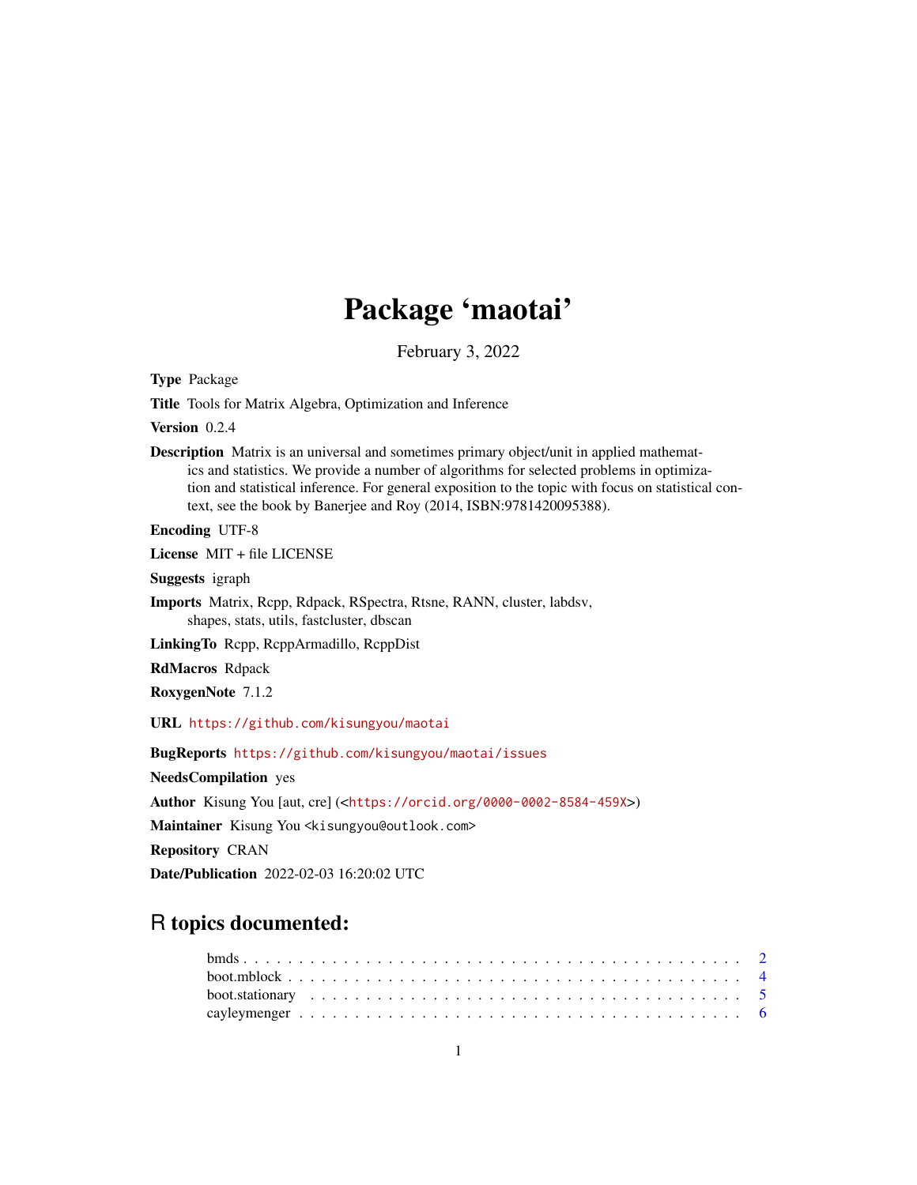# Package 'maotai'

February 3, 2022

**Type** Package

**Title** Tools for Matrix Algebra, Optimization and Inference

**Version** 0.2.4

**Description** Matrix is an universal and sometimes primary object/unit in applied mathematics and statistics. We provide a number of algorithms for selected problems in optimization and statistical inference. For general exposition to the topic with focus on statistical context, see the book by Banerjee and Roy (2014, ISBN:9781420095388).

**Encoding** UTF-8

**License** MIT + file LICENSE

**Suggests** igraph

**Imports** Matrix, Rcpp, Rdpack, RSpectra, Rtsne, RANN, cluster, labdsv, shapes, stats, utils, fastcluster, dbscan

**LinkingTo** Rcpp, RcppArmadillo, RcppDist

**RdMacros** Rdpack

**RoxygenNote** 7.1.2

**URL** https://github.com/kisungyou/maotai

**BugReports** https://github.com/kisungyou/maotai/issues

**NeedsCompilation** yes

**Author** Kisung You [aut, cre] (<https://orcid.org/0000-0002-8584-459X>)

**Maintainer** Kisung You <kisungyou@outlook.com>

**Repository** CRAN

**Date/Publication** 2022-02-03 16:20:02 UTC

## R topics documented:

- bmds . . . . . . . . . . . . . . . . . . . . . . . . . . . . . . . . . . . . . . . . . . 2
- boot.mblock . . . . . . . . . . . . . . . . . . . . . . . . . . . . . . . . . . . . . . . 4
- boot.stationary . . . . . . . . . . . . . . . . . . . . . . . . . . . . . . . . . . . . . 5
- cayleymenger . . . . . . . . . . . . . . . . . . . . . . . . . . . . . . . . . . . . . . 6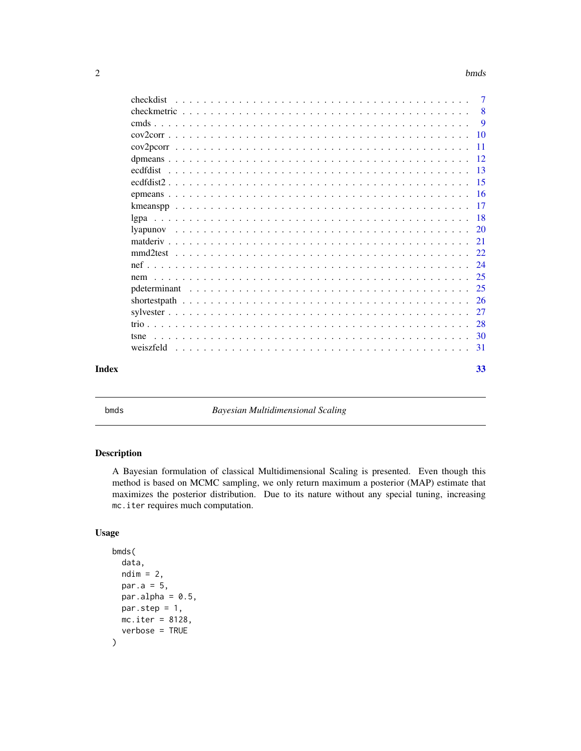checkdist . . . . . . . . . . . . . . . . . . . . . . . . . . . . . . . . . . . . . 7
checkmetric . . . . . . . . . . . . . . . . . . . . . . . . . . . . . . . . . . . . 8
cmds . . . . . . . . . . . . . . . . . . . . . . . . . . . . . . . . . . . . . . . 9
cov2corr . . . . . . . . . . . . . . . . . . . . . . . . . . . . . . . . . . . . . 10
cov2pcorr . . . . . . . . . . . . . . . . . . . . . . . . . . . . . . . . . . . . 11
dpmeans . . . . . . . . . . . . . . . . . . . . . . . . . . . . . . . . . . . . . 12
ecdfdist . . . . . . . . . . . . . . . . . . . . . . . . . . . . . . . . . . . . . 13
ecdfdist2 . . . . . . . . . . . . . . . . . . . . . . . . . . . . . . . . . . . . 15
epmeans . . . . . . . . . . . . . . . . . . . . . . . . . . . . . . . . . . . . . 16
kmeanspp . . . . . . . . . . . . . . . . . . . . . . . . . . . . . . . . . . . . 17
lgpa . . . . . . . . . . . . . . . . . . . . . . . . . . . . . . . . . . . . . . . 18
lyapunov . . . . . . . . . . . . . . . . . . . . . . . . . . . . . . . . . . . . . 20
matderiv . . . . . . . . . . . . . . . . . . . . . . . . . . . . . . . . . . . . . 21
mmd2test . . . . . . . . . . . . . . . . . . . . . . . . . . . . . . . . . . . . 22
nef . . . . . . . . . . . . . . . . . . . . . . . . . . . . . . . . . . . . . . . 24
nem . . . . . . . . . . . . . . . . . . . . . . . . . . . . . . . . . . . . . . . 25
pdeterminant . . . . . . . . . . . . . . . . . . . . . . . . . . . . . . . . . . 25
shortestpath . . . . . . . . . . . . . . . . . . . . . . . . . . . . . . . . . . . 26
sylvester . . . . . . . . . . . . . . . . . . . . . . . . . . . . . . . . . . . . . 27
trio . . . . . . . . . . . . . . . . . . . . . . . . . . . . . . . . . . . . . . . 28
tsne . . . . . . . . . . . . . . . . . . . . . . . . . . . . . . . . . . . . . . . 30
weiszfeld . . . . . . . . . . . . . . . . . . . . . . . . . . . . . . . . . . . . 31

**Index** **33**

---

`bmds` *Bayesian Multidimensional Scaling*

---

## Description

A Bayesian formulation of classical Multidimensional Scaling is presented. Even though this method is based on MCMC sampling, we only return maximum a posterior (MAP) estimate that maximizes the posterior distribution. Due to its nature without any special tuning, increasing `mc.iter` requires much computation.

## Usage

```
bmds(
  data,
  ndim = 2,
  par.a = 5,
  par.alpha = 0.5,
  par.step = 1,
  mc.iter = 8128,
  verbose = TRUE
)
```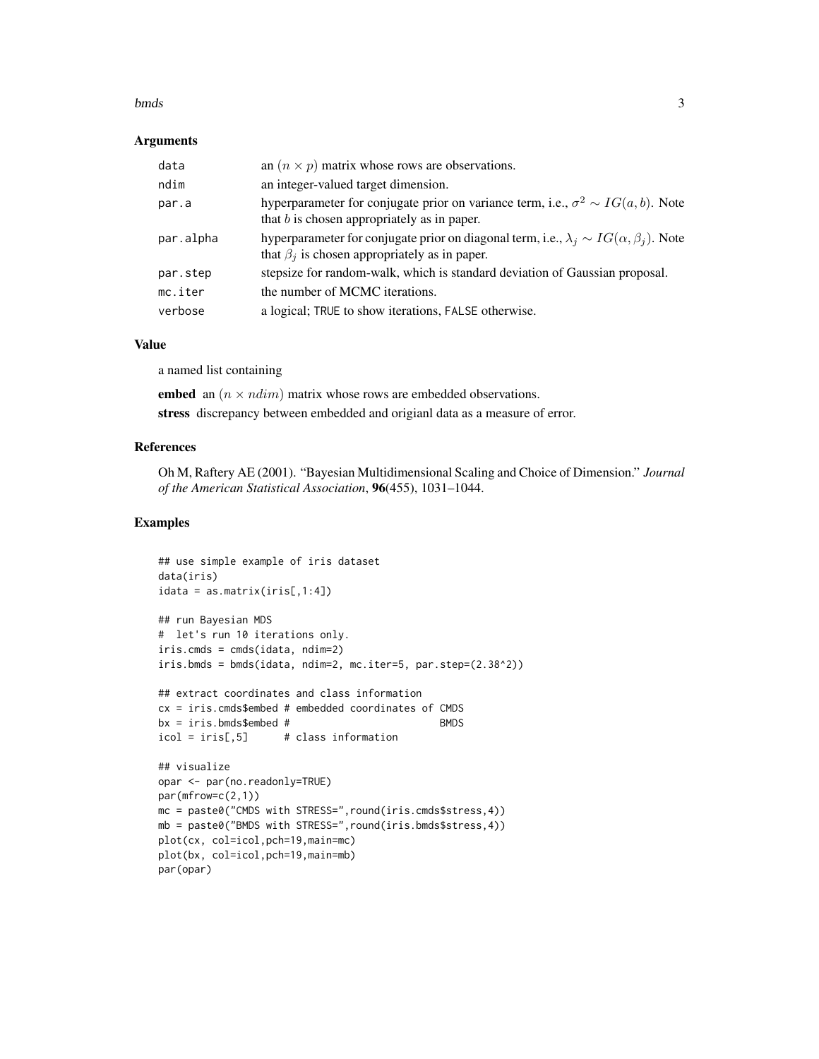### Arguments

| | |
|---|---|
| data | an $(n \times p)$ matrix whose rows are observations. |
| ndim | an integer-valued target dimension. |
| par.a | hyperparameter for conjugate prior on variance term, i.e., $\sigma^2 \sim IG(a,b)$. Note that $b$ is chosen appropriately as in paper. |
| par.alpha | hyperparameter for conjugate prior on diagonal term, i.e., $\lambda_j \sim IG(\alpha, \beta_j)$. Note that $\beta_j$ is chosen appropriately as in paper. |
| par.step | stepsize for random-walk, which is standard deviation of Gaussian proposal. |
| mc.iter | the number of MCMC iterations. |
| verbose | a logical; TRUE to show iterations, FALSE otherwise. |

### Value

a named list containing

**embed** an $(n \times ndim)$ matrix whose rows are embedded observations.

**stress** discrepancy between embedded and origianl data as a measure of error.

### References

Oh M, Raftery AE (2001). "Bayesian Multidimensional Scaling and Choice of Dimension." *Journal of the American Statistical Association*, **96**(455), 1031–1044.

### Examples

```
## use simple example of iris dataset
data(iris)
idata = as.matrix(iris[,1:4])

## run Bayesian MDS
#  let's run 10 iterations only.
iris.cmds = cmds(idata, ndim=2)
iris.bmds = bmds(idata, ndim=2, mc.iter=5, par.step=(2.38^2))

## extract coordinates and class information
cx = iris.cmds$embed # embedded coordinates of CMDS
bx = iris.bmds$embed #                        BMDS
icol = iris[,5]      # class information

## visualize
opar <- par(no.readonly=TRUE)
par(mfrow=c(2,1))
mc = paste0("CMDS with STRESS=",round(iris.cmds$stress,4))
mb = paste0("BMDS with STRESS=",round(iris.bmds$stress,4))
plot(cx, col=icol,pch=19,main=mc)
plot(bx, col=icol,pch=19,main=mb)
par(opar)
```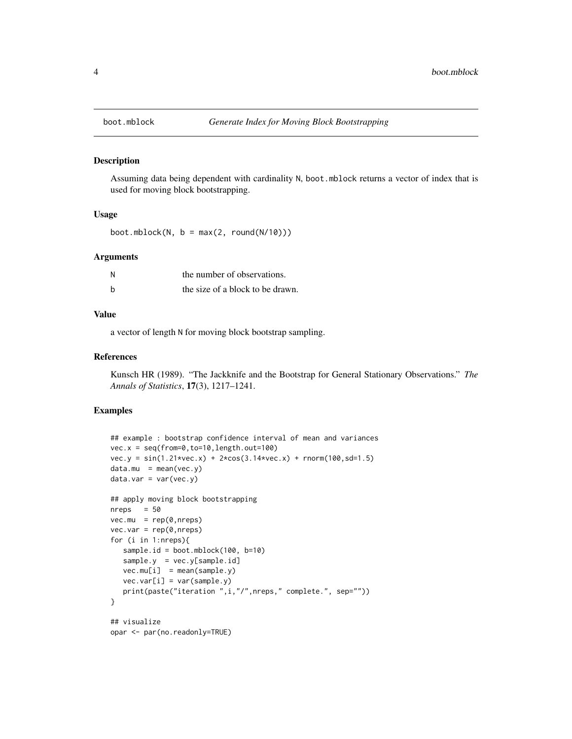# boot.mblock *Generate Index for Moving Block Bootstrapping*

## Description

Assuming data being dependent with cardinality `N`, `boot.mblock` returns a vector of index that is used for moving block bootstrapping.

## Usage

```
boot.mblock(N, b = max(2, round(N/10)))
```

## Arguments

| | |
|---|---|
| `N` | the number of observations. |
| `b` | the size of a block to be drawn. |

## Value

a vector of length `N` for moving block bootstrap sampling.

## References

Kunsch HR (1989). "The Jackknife and the Bootstrap for General Stationary Observations." *The Annals of Statistics*, **17**(3), 1217–1241.

## Examples

```
## example : bootstrap confidence interval of mean and variances
vec.x = seq(from=0,to=10,length.out=100)
vec.y = sin(1.21*vec.x) + 2*cos(3.14*vec.x) + rnorm(100,sd=1.5)
data.mu  = mean(vec.y)
data.var = var(vec.y)

## apply moving block bootstrapping
nreps   = 50
vec.mu  = rep(0,nreps)
vec.var = rep(0,nreps)
for (i in 1:nreps){
   sample.id = boot.mblock(100, b=10)
   sample.y  = vec.y[sample.id]
   vec.mu[i]  = mean(sample.y)
   vec.var[i] = var(sample.y)
   print(paste("iteration ",i,"/",nreps," complete.", sep=""))
}

## visualize
opar <- par(no.readonly=TRUE)
```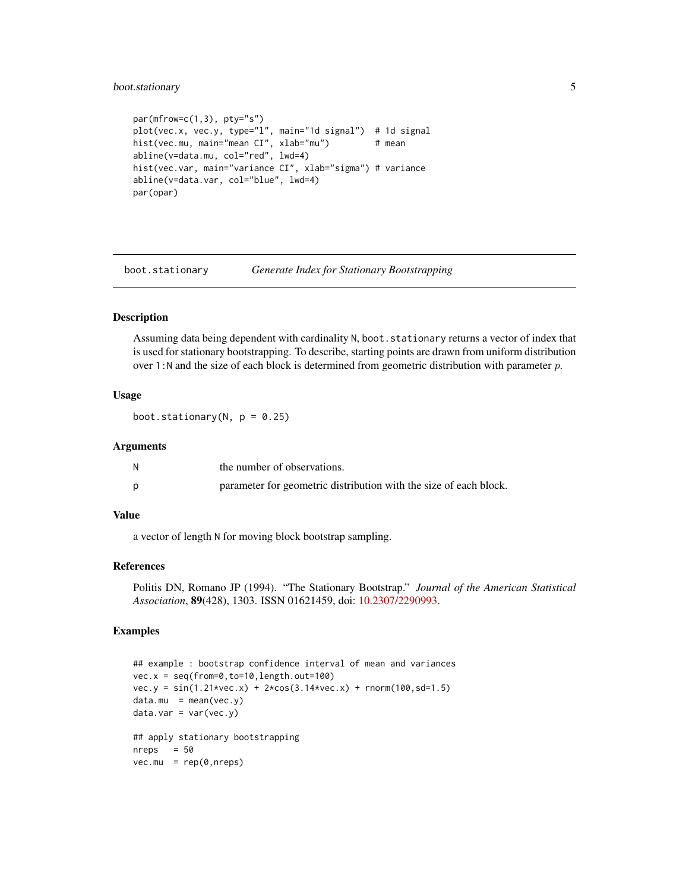```
par(mfrow=c(1,3), pty="s")
plot(vec.x, vec.y, type="l", main="1d signal")  # 1d signal
hist(vec.mu, main="mean CI", xlab="mu")         # mean
abline(v=data.mu, col="red", lwd=4)
hist(vec.var, main="variance CI", xlab="sigma") # variance
abline(v=data.var, col="blue", lwd=4)
par(opar)
```

---

## `boot.stationary` *Generate Index for Stationary Bootstrapping*

---

### Description

Assuming data being dependent with cardinality `N`, `boot.stationary` returns a vector of index that is used for stationary bootstrapping. To describe, starting points are drawn from uniform distribution over `1:N` and the size of each block is determined from geometric distribution with parameter $p$.

### Usage

```
boot.stationary(N, p = 0.25)
```

### Arguments

| | |
|---|---|
| `N` | the number of observations. |
| `p` | parameter for geometric distribution with the size of each block. |

### Value

a vector of length `N` for moving block bootstrap sampling.

### References

Politis DN, Romano JP (1994). "The Stationary Bootstrap." *Journal of the American Statistical Association*, **89**(428), 1303. ISSN 01621459, doi: 10.2307/2290993.

### Examples

```
## example : bootstrap confidence interval of mean and variances
vec.x = seq(from=0,to=10,length.out=100)
vec.y = sin(1.21*vec.x) + 2*cos(3.14*vec.x) + rnorm(100,sd=1.5)
data.mu  = mean(vec.y)
data.var = var(vec.y)

## apply stationary bootstrapping
nreps   = 50
vec.mu  = rep(0,nreps)
```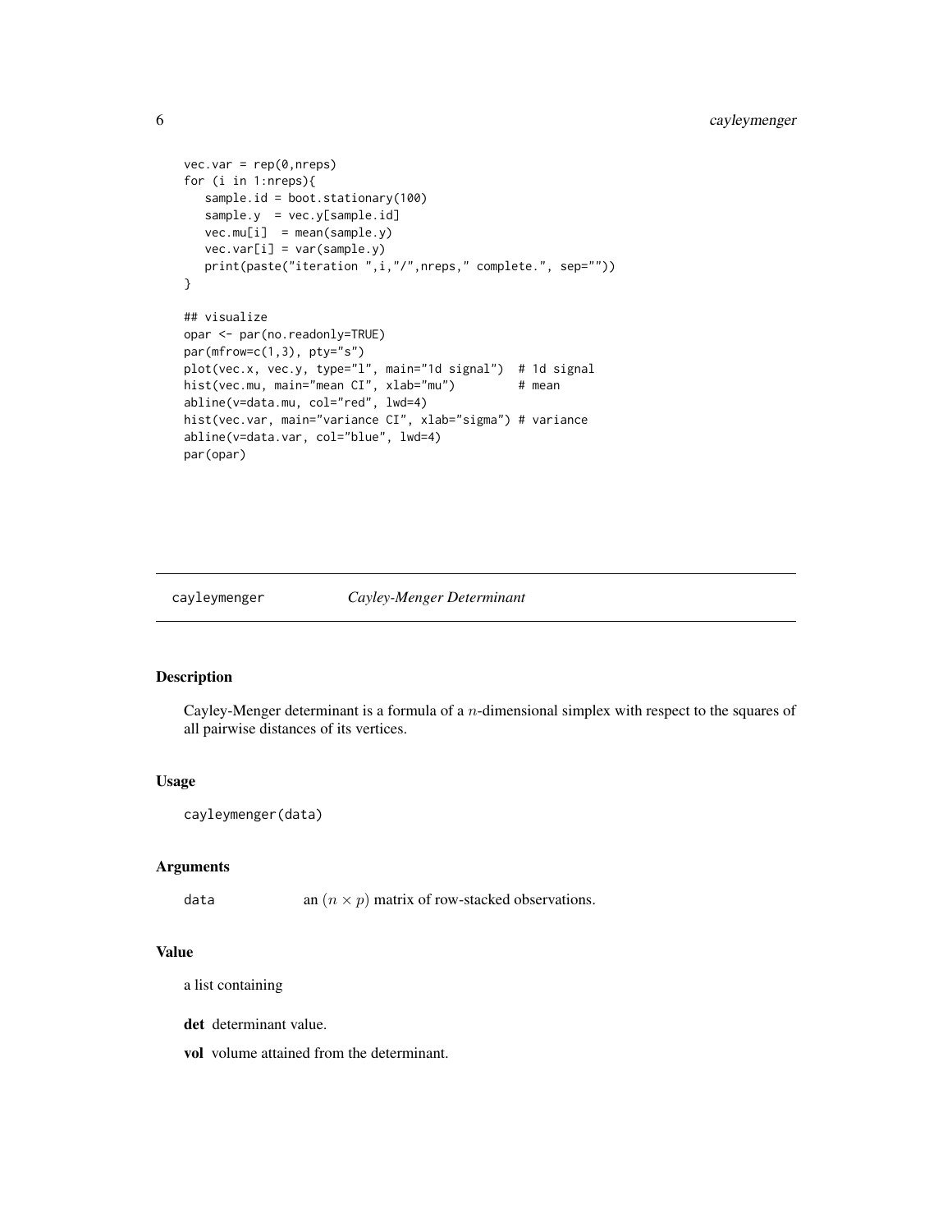```
vec.var = rep(0,nreps)
for (i in 1:nreps){
   sample.id = boot.stationary(100)
   sample.y  = vec.y[sample.id]
   vec.mu[i]  = mean(sample.y)
   vec.var[i] = var(sample.y)
   print(paste("iteration ",i,"/",nreps," complete.", sep=""))
}

## visualize
opar <- par(no.readonly=TRUE)
par(mfrow=c(1,3), pty="s")
plot(vec.x, vec.y, type="l", main="1d signal")  # 1d signal
hist(vec.mu, main="mean CI", xlab="mu")         # mean
abline(v=data.mu, col="red", lwd=4)
hist(vec.var, main="variance CI", xlab="sigma") # variance
abline(v=data.var, col="blue", lwd=4)
par(opar)
```

---

## cayleymenger    *Cayley-Menger Determinant*

### Description

Cayley-Menger determinant is a formula of a $n$-dimensional simplex with respect to the squares of all pairwise distances of its vertices.

### Usage

```
cayleymenger(data)
```

### Arguments

| | |
|---|---|
| data | an $(n \times p)$ matrix of row-stacked observations. |

### Value

a list containing

**det** determinant value.

**vol** volume attained from the determinant.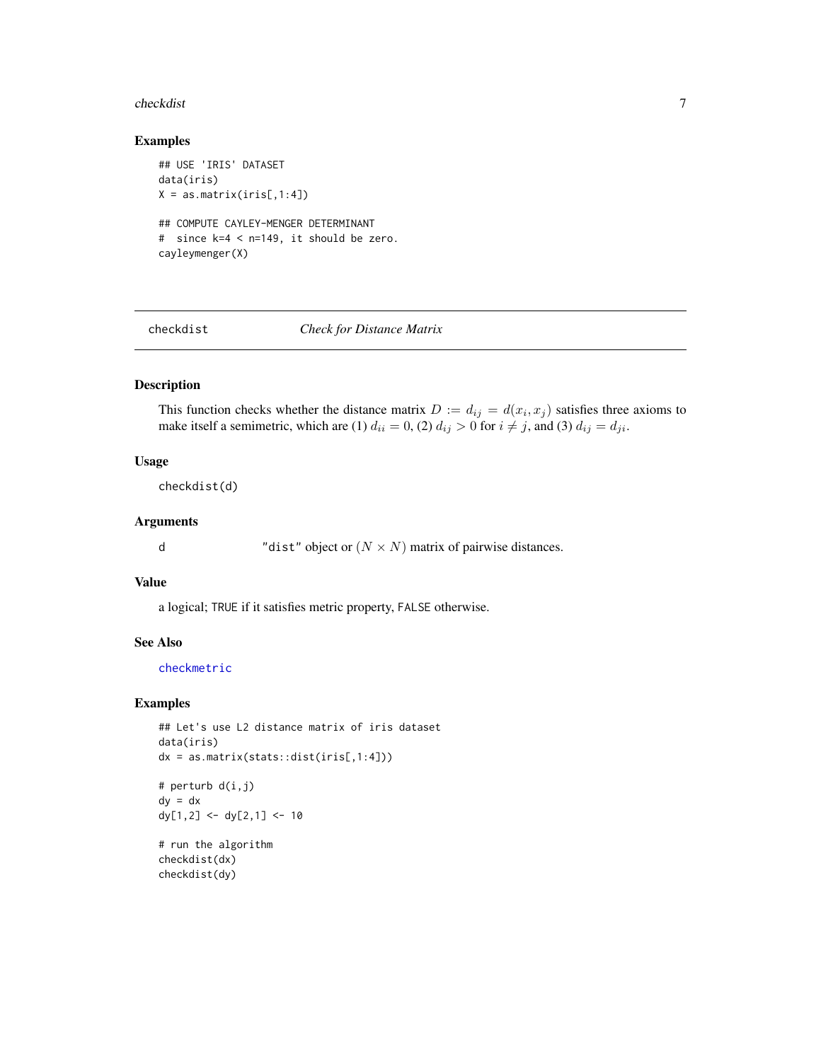### Examples

```
## USE 'IRIS' DATASET
data(iris)
X = as.matrix(iris[,1:4])

## COMPUTE CAYLEY-MENGER DETERMINANT
#  since k=4 < n=149, it should be zero.
cayleymenger(X)
```

---

## checkdist *Check for Distance Matrix*

---

### Description

This function checks whether the distance matrix $D := d_{ij} = d(x_i, x_j)$ satisfies three axioms to make itself a semimetric, which are (1) $d_{ii} = 0$, (2) $d_{ij} > 0$ for $i \neq j$, and (3) $d_{ij} = d_{ji}$.

### Usage

```
checkdist(d)
```

### Arguments

| | |
|---|---|
| d | `"dist"` object or $(N \times N)$ matrix of pairwise distances. |

### Value

a logical; `TRUE` if it satisfies metric property, `FALSE` otherwise.

### See Also

`checkmetric`

### Examples

```
## Let's use L2 distance matrix of iris dataset
data(iris)
dx = as.matrix(stats::dist(iris[,1:4]))

# perturb d(i,j)
dy = dx
dy[1,2] <- dy[2,1] <- 10

# run the algorithm
checkdist(dx)
checkdist(dy)
```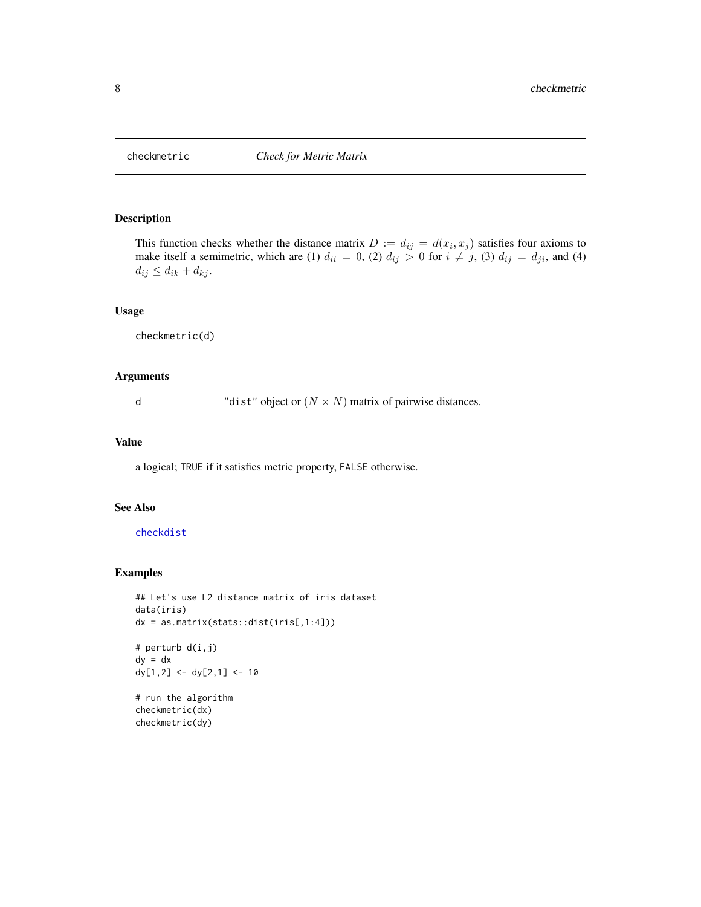# checkmetric — *Check for Metric Matrix*

## Description

This function checks whether the distance matrix $D := d_{ij} = d(x_i, x_j)$ satisfies four axioms to make itself a semimetric, which are (1) $d_{ii} = 0$, (2) $d_{ij} > 0$ for $i \neq j$, (3) $d_{ij} = d_{ji}$, and (4) $d_{ij} \leq d_{ik} + d_{kj}$.

## Usage

```
checkmetric(d)
```

## Arguments

| | |
|---|---|
| d | `"dist"` object or $(N \times N)$ matrix of pairwise distances. |

## Value

a logical; `TRUE` if it satisfies metric property, `FALSE` otherwise.

## See Also

`checkdist`

## Examples

```
## Let's use L2 distance matrix of iris dataset
data(iris)
dx = as.matrix(stats::dist(iris[,1:4]))

# perturb d(i,j)
dy = dx
dy[1,2] <- dy[2,1] <- 10

# run the algorithm
checkmetric(dx)
checkmetric(dy)
```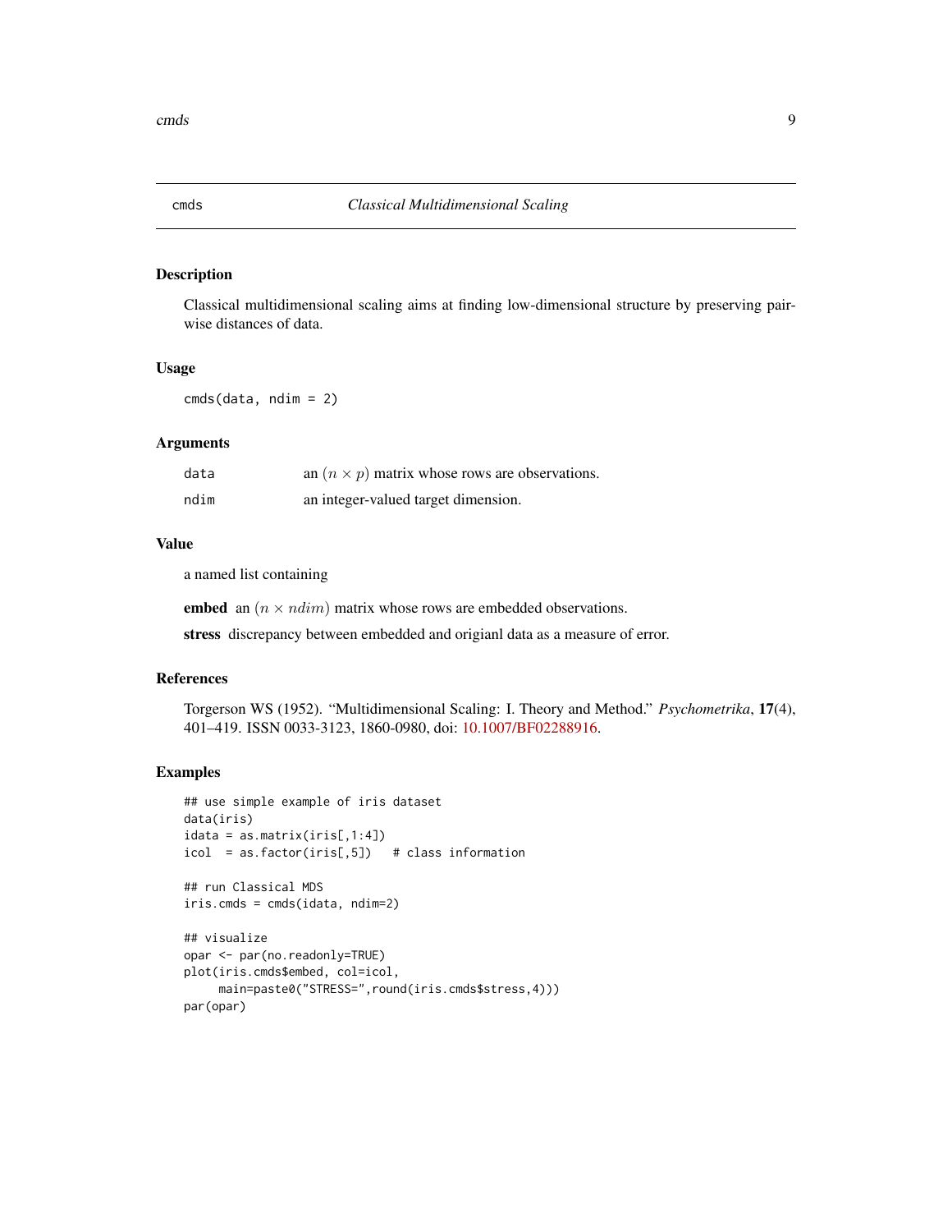## cmds — *Classical Multidimensional Scaling*

### Description

Classical multidimensional scaling aims at finding low-dimensional structure by preserving pairwise distances of data.

### Usage

```
cmds(data, ndim = 2)
```

### Arguments

| | |
|---|---|
| data | an $(n \times p)$ matrix whose rows are observations. |
| ndim | an integer-valued target dimension. |

### Value

a named list containing

**embed** an $(n \times ndim)$ matrix whose rows are embedded observations.

**stress** discrepancy between embedded and origianl data as a measure of error.

### References

Torgerson WS (1952). "Multidimensional Scaling: I. Theory and Method." *Psychometrika*, **17**(4), 401–419. ISSN 0033-3123, 1860-0980, doi: 10.1007/BF02288916.

### Examples

```
## use simple example of iris dataset
data(iris)
idata = as.matrix(iris[,1:4])
icol  = as.factor(iris[,5])   # class information

## run Classical MDS
iris.cmds = cmds(idata, ndim=2)

## visualize
opar <- par(no.readonly=TRUE)
plot(iris.cmds$embed, col=icol,
     main=paste0("STRESS=",round(iris.cmds$stress,4)))
par(opar)
```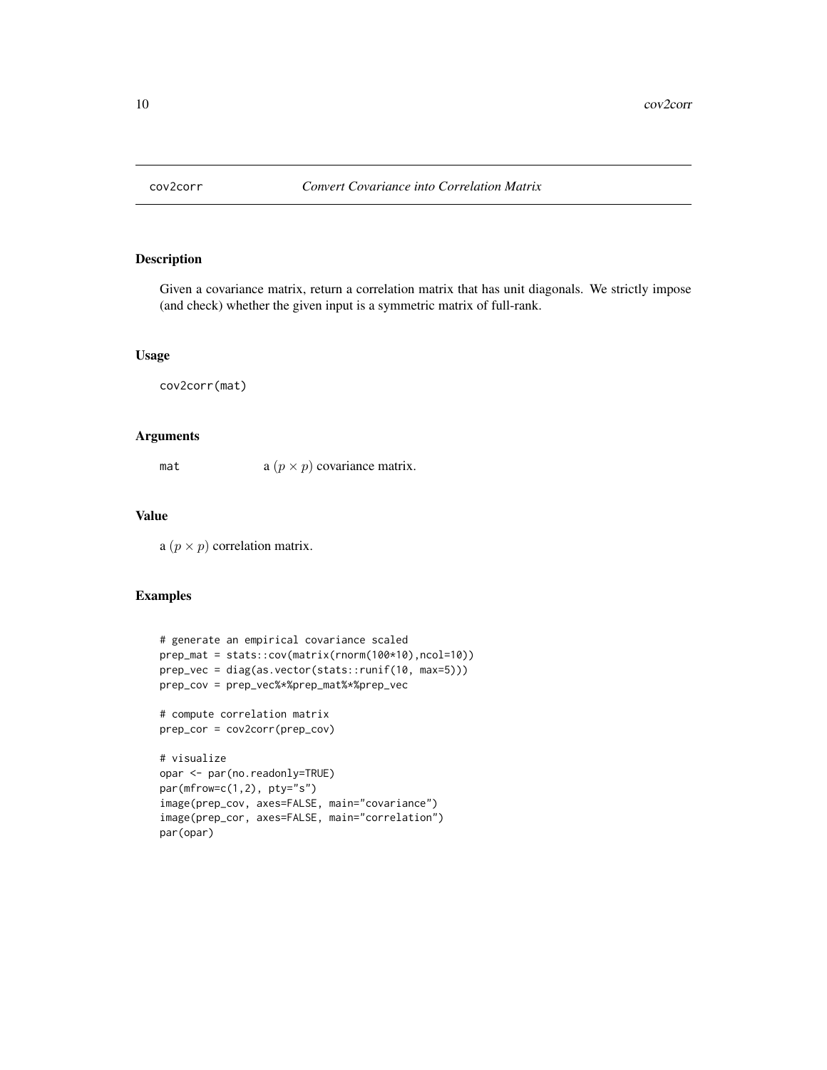## cov2corr *Convert Covariance into Correlation Matrix*

### Description

Given a covariance matrix, return a correlation matrix that has unit diagonals. We strictly impose (and check) whether the given input is a symmetric matrix of full-rank.

### Usage

```
cov2corr(mat)
```

### Arguments

| | |
|---|---|
| mat | a $(p \times p)$ covariance matrix. |

### Value

a $(p \times p)$ correlation matrix.

### Examples

```
# generate an empirical covariance scaled
prep_mat = stats::cov(matrix(rnorm(100*10),ncol=10))
prep_vec = diag(as.vector(stats::runif(10, max=5)))
prep_cov = prep_vec%*%prep_mat%*%prep_vec

# compute correlation matrix
prep_cor = cov2corr(prep_cov)

# visualize
opar <- par(no.readonly=TRUE)
par(mfrow=c(1,2), pty="s")
image(prep_cov, axes=FALSE, main="covariance")
image(prep_cor, axes=FALSE, main="correlation")
par(opar)
```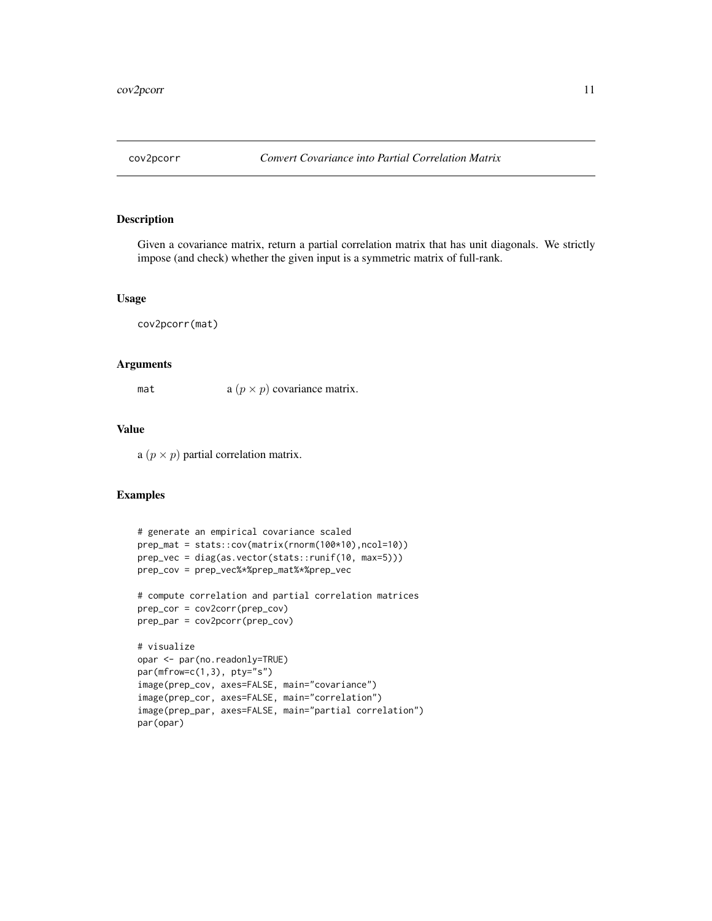## cov2pcorr — *Convert Covariance into Partial Correlation Matrix*

### Description

Given a covariance matrix, return a partial correlation matrix that has unit diagonals. We strictly impose (and check) whether the given input is a symmetric matrix of full-rank.

### Usage

```
cov2pcorr(mat)
```

### Arguments

| | |
|---|---|
| mat | a $(p \times p)$ covariance matrix. |

### Value

a $(p \times p)$ partial correlation matrix.

### Examples

```
# generate an empirical covariance scaled
prep_mat = stats::cov(matrix(rnorm(100*10),ncol=10))
prep_vec = diag(as.vector(stats::runif(10, max=5)))
prep_cov = prep_vec%*%prep_mat%*%prep_vec

# compute correlation and partial correlation matrices
prep_cor = cov2corr(prep_cov)
prep_par = cov2pcorr(prep_cov)

# visualize
opar <- par(no.readonly=TRUE)
par(mfrow=c(1,3), pty="s")
image(prep_cov, axes=FALSE, main="covariance")
image(prep_cor, axes=FALSE, main="correlation")
image(prep_par, axes=FALSE, main="partial correlation")
par(opar)
```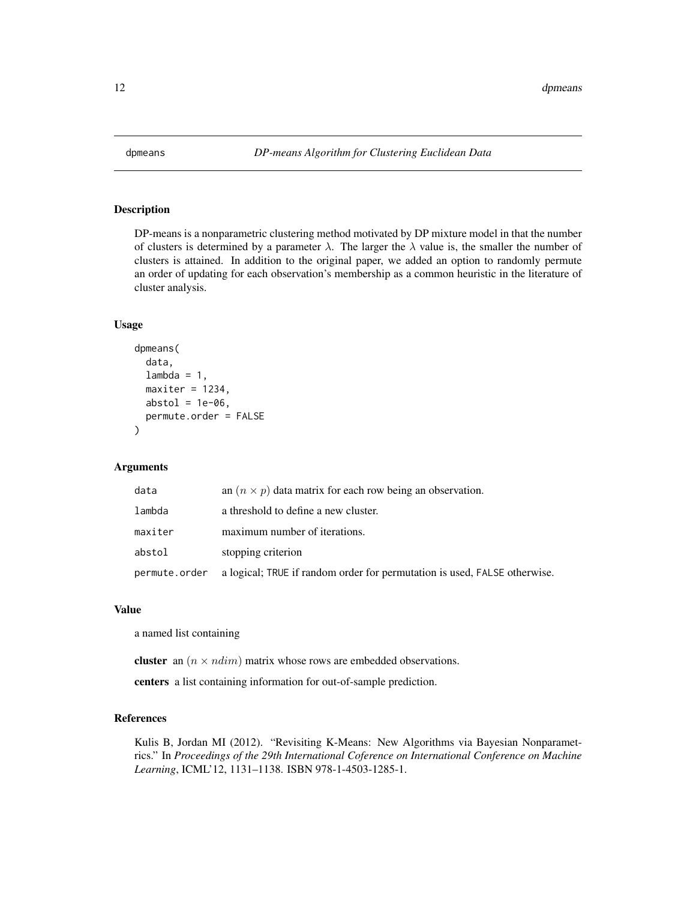# dpmeans — *DP-means Algorithm for Clustering Euclidean Data*

## Description

DP-means is a nonparametric clustering method motivated by DP mixture model in that the number of clusters is determined by a parameter $\lambda$. The larger the $\lambda$ value is, the smaller the number of clusters is attained. In addition to the original paper, we added an option to randomly permute an order of updating for each observation's membership as a common heuristic in the literature of cluster analysis.

## Usage

```
dpmeans(
  data,
  lambda = 1,
  maxiter = 1234,
  abstol = 1e-06,
  permute.order = FALSE
)
```

## Arguments

| | |
|---|---|
| data | an $(n \times p)$ data matrix for each row being an observation. |
| lambda | a threshold to define a new cluster. |
| maxiter | maximum number of iterations. |
| abstol | stopping criterion |
| permute.order | a logical; TRUE if random order for permutation is used, FALSE otherwise. |

## Value

a named list containing

**cluster** an $(n \times ndim)$ matrix whose rows are embedded observations.

**centers** a list containing information for out-of-sample prediction.

## References

Kulis B, Jordan MI (2012). "Revisiting K-Means: New Algorithms via Bayesian Nonparametrics." In *Proceedings of the 29th International Coference on International Conference on Machine Learning*, ICML'12, 1131–1138. ISBN 978-1-4503-1285-1.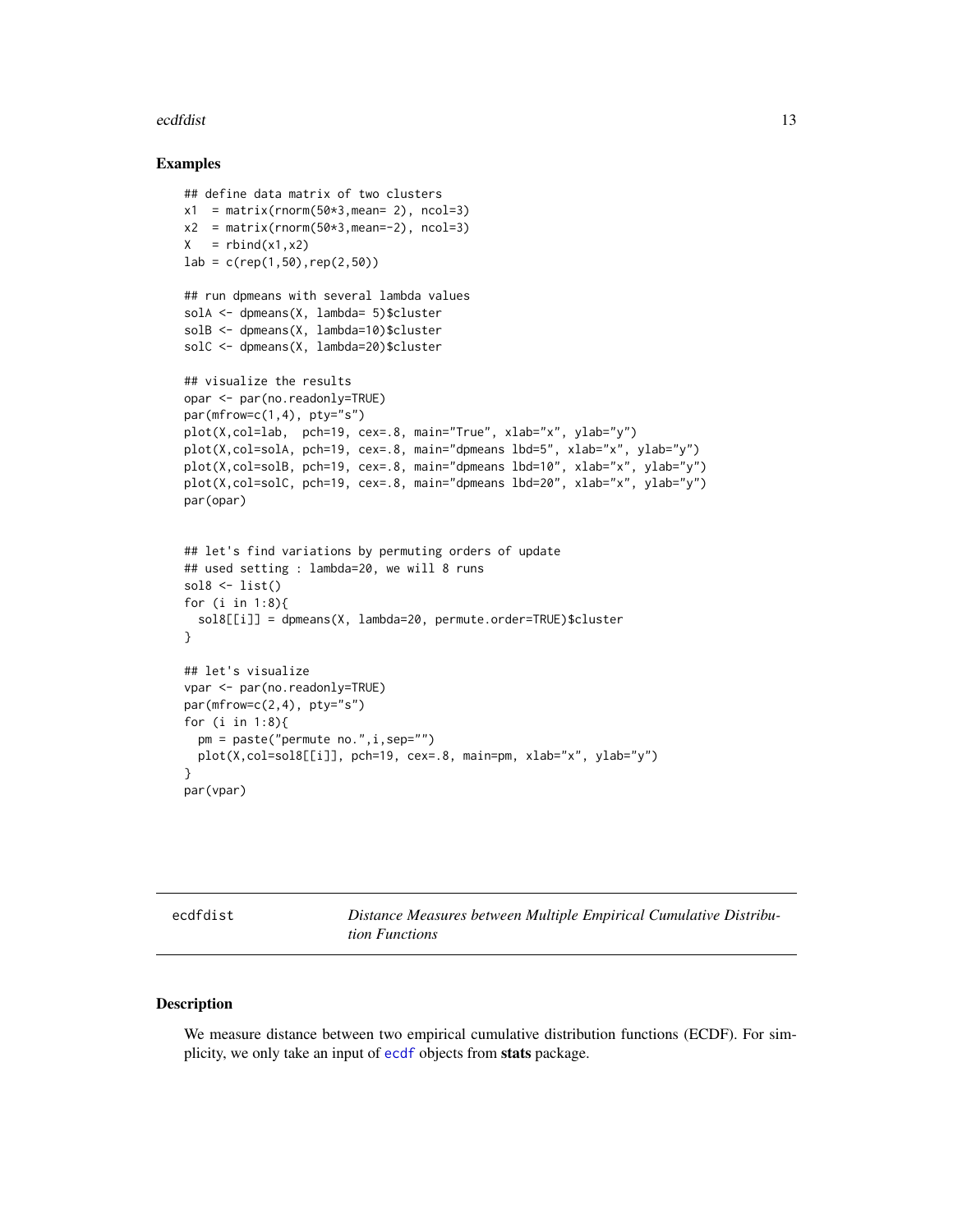### Examples

```
## define data matrix of two clusters
x1  = matrix(rnorm(50*3,mean= 2), ncol=3)
x2  = matrix(rnorm(50*3,mean=-2), ncol=3)
X   = rbind(x1,x2)
lab = c(rep(1,50),rep(2,50))

## run dpmeans with several lambda values
solA <- dpmeans(X, lambda= 5)$cluster
solB <- dpmeans(X, lambda=10)$cluster
solC <- dpmeans(X, lambda=20)$cluster

## visualize the results
opar <- par(no.readonly=TRUE)
par(mfrow=c(1,4), pty="s")
plot(X,col=lab,  pch=19, cex=.8, main="True", xlab="x", ylab="y")
plot(X,col=solA, pch=19, cex=.8, main="dpmeans lbd=5", xlab="x", ylab="y")
plot(X,col=solB, pch=19, cex=.8, main="dpmeans lbd=10", xlab="x", ylab="y")
plot(X,col=solC, pch=19, cex=.8, main="dpmeans lbd=20", xlab="x", ylab="y")
par(opar)


## let's find variations by permuting orders of update
## used setting : lambda=20, we will 8 runs
sol8 <- list()
for (i in 1:8){
  sol8[[i]] = dpmeans(X, lambda=20, permute.order=TRUE)$cluster
}

## let's visualize
vpar <- par(no.readonly=TRUE)
par(mfrow=c(2,4), pty="s")
for (i in 1:8){
  pm = paste("permute no.",i,sep="")
  plot(X,col=sol8[[i]], pch=19, cex=.8, main=pm, xlab="x", ylab="y")
}
par(vpar)
```

---

## ecdfdist — *Distance Measures between Multiple Empirical Cumulative Distribution Functions*

---

### Description

We measure distance between two empirical cumulative distribution functions (ECDF). For simplicity, we only take an input of `ecdf` objects from **stats** package.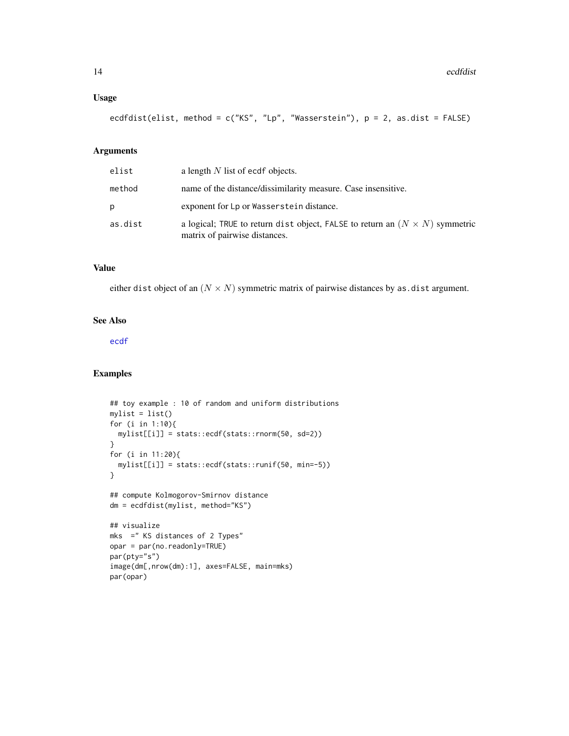## Usage

```
ecdfdist(elist, method = c("KS", "Lp", "Wasserstein"), p = 2, as.dist = FALSE)
```

## Arguments

| | |
|---|---|
| elist | a length $N$ list of ecdf objects. |
| method | name of the distance/dissimilarity measure. Case insensitive. |
| p | exponent for Lp or Wasserstein distance. |
| as.dist | a logical; TRUE to return dist object, FALSE to return an $(N \times N)$ symmetric matrix of pairwise distances. |

## Value

either dist object of an $(N \times N)$ symmetric matrix of pairwise distances by as.dist argument.

## See Also

ecdf

## Examples

```
## toy example : 10 of random and uniform distributions
mylist = list()
for (i in 1:10){
  mylist[[i]] = stats::ecdf(stats::rnorm(50, sd=2))
}
for (i in 11:20){
  mylist[[i]] = stats::ecdf(stats::runif(50, min=-5))
}

## compute Kolmogorov-Smirnov distance
dm = ecdfdist(mylist, method="KS")

## visualize
mks  =" KS distances of 2 Types"
opar = par(no.readonly=TRUE)
par(pty="s")
image(dm[,nrow(dm):1], axes=FALSE, main=mks)
par(opar)
```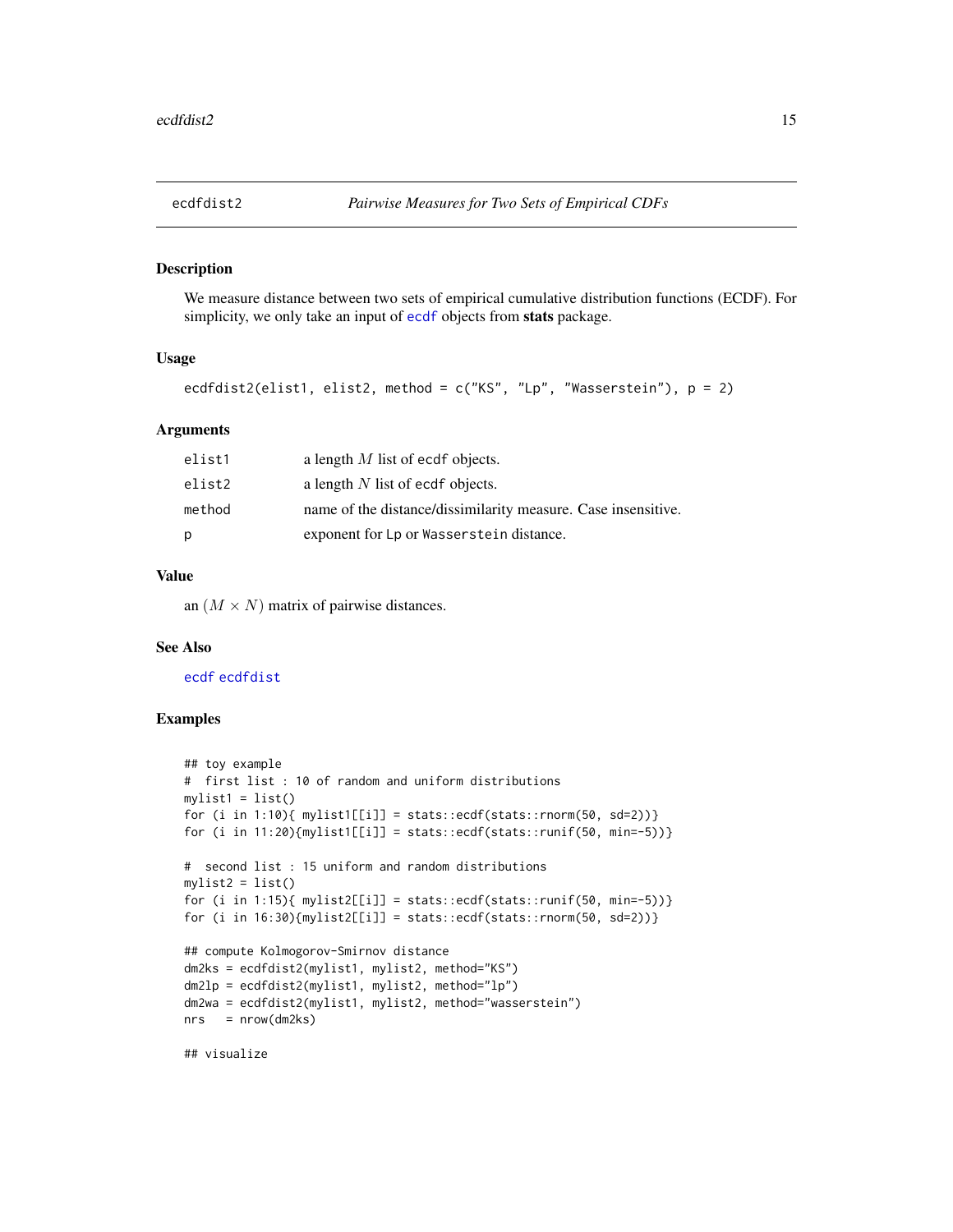# ecdfdist2 — *Pairwise Measures for Two Sets of Empirical CDFs*

## Description

We measure distance between two sets of empirical cumulative distribution functions (ECDF). For simplicity, we only take an input of `ecdf` objects from **stats** package.

## Usage

```
ecdfdist2(elist1, elist2, method = c("KS", "Lp", "Wasserstein"), p = 2)
```

## Arguments

| | |
|---|---|
| `elist1` | a length $M$ list of `ecdf` objects. |
| `elist2` | a length $N$ list of `ecdf` objects. |
| `method` | name of the distance/dissimilarity measure. Case insensitive. |
| `p` | exponent for `Lp` or `Wasserstein` distance. |

## Value

an $(M \times N)$ matrix of pairwise distances.

## See Also

`ecdf` `ecdfdist`

## Examples

```
## toy example
#  first list : 10 of random and uniform distributions
mylist1 = list()
for (i in 1:10){ mylist1[[i]] = stats::ecdf(stats::rnorm(50, sd=2))}
for (i in 11:20){mylist1[[i]] = stats::ecdf(stats::runif(50, min=-5))}

#  second list : 15 uniform and random distributions
mylist2 = list()
for (i in 1:15){ mylist2[[i]] = stats::ecdf(stats::runif(50, min=-5))}
for (i in 16:30){mylist2[[i]] = stats::ecdf(stats::rnorm(50, sd=2))}

## compute Kolmogorov-Smirnov distance
dm2ks = ecdfdist2(mylist1, mylist2, method="KS")
dm2lp = ecdfdist2(mylist1, mylist2, method="lp")
dm2wa = ecdfdist2(mylist1, mylist2, method="wasserstein")
nrs   = nrow(dm2ks)

## visualize
```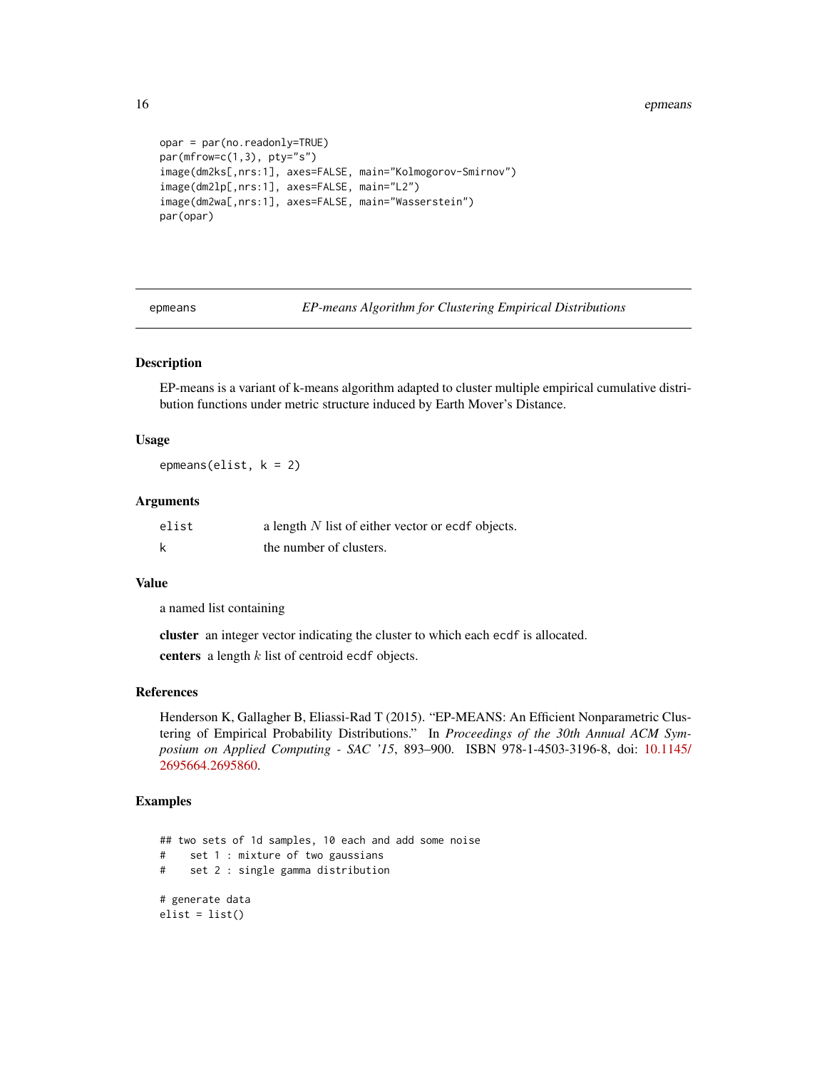```
opar = par(no.readonly=TRUE)
par(mfrow=c(1,3), pty="s")
image(dm2ks[,nrs:1], axes=FALSE, main="Kolmogorov-Smirnov")
image(dm2lp[,nrs:1], axes=FALSE, main="L2")
image(dm2wa[,nrs:1], axes=FALSE, main="Wasserstein")
par(opar)
```

---

## epmeans — *EP-means Algorithm for Clustering Empirical Distributions*

---

### Description

EP-means is a variant of k-means algorithm adapted to cluster multiple empirical cumulative distribution functions under metric structure induced by Earth Mover's Distance.

### Usage

```
epmeans(elist, k = 2)
```

### Arguments

| | |
|---|---|
| `elist` | a length $N$ list of either vector or `ecdf` objects. |
| `k` | the number of clusters. |

### Value

a named list containing

**cluster** an integer vector indicating the cluster to which each `ecdf` is allocated.

**centers** a length $k$ list of centroid `ecdf` objects.

### References

Henderson K, Gallagher B, Eliassi-Rad T (2015). "EP-MEANS: An Efficient Nonparametric Clustering of Empirical Probability Distributions." In *Proceedings of the 30th Annual ACM Symposium on Applied Computing - SAC '15*, 893–900. ISBN 978-1-4503-3196-8, doi: 10.1145/2695664.2695860.

### Examples

```
## two sets of 1d samples, 10 each and add some noise
#    set 1 : mixture of two gaussians
#    set 2 : single gamma distribution

# generate data
elist = list()
```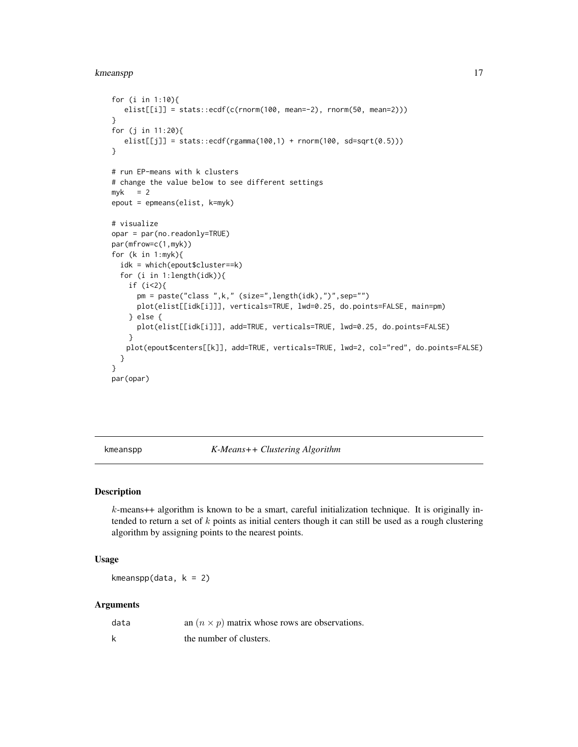```
for (i in 1:10){
   elist[[i]] = stats::ecdf(c(rnorm(100, mean=-2), rnorm(50, mean=2)))
}
for (j in 11:20){
   elist[[j]] = stats::ecdf(rgamma(100,1) + rnorm(100, sd=sqrt(0.5)))
}

# run EP-means with k clusters
# change the value below to see different settings
myk   = 2
epout = epmeans(elist, k=myk)

# visualize
opar = par(no.readonly=TRUE)
par(mfrow=c(1,myk))
for (k in 1:myk){
  idk = which(epout$cluster==k)
  for (i in 1:length(idk)){
    if (i<2){
      pm = paste("class ",k," (size=",length(idk),")",sep="")
      plot(elist[[idk[i]]], verticals=TRUE, lwd=0.25, do.points=FALSE, main=pm)
    } else {
      plot(elist[[idk[i]]], add=TRUE, verticals=TRUE, lwd=0.25, do.points=FALSE)
    }
   plot(epout$centers[[k]], add=TRUE, verticals=TRUE, lwd=2, col="red", do.points=FALSE)
  }
}
par(opar)
```

## kmeanspp *K-Means++ Clustering Algorithm*

### Description

$k$-means++ algorithm is known to be a smart, careful initialization technique. It is originally intended to return a set of $k$ points as initial centers though it can still be used as a rough clustering algorithm by assigning points to the nearest points.

### Usage

```
kmeanspp(data, k = 2)
```

### Arguments

| | |
|---|---|
| data | an $(n \times p)$ matrix whose rows are observations. |
| k | the number of clusters. |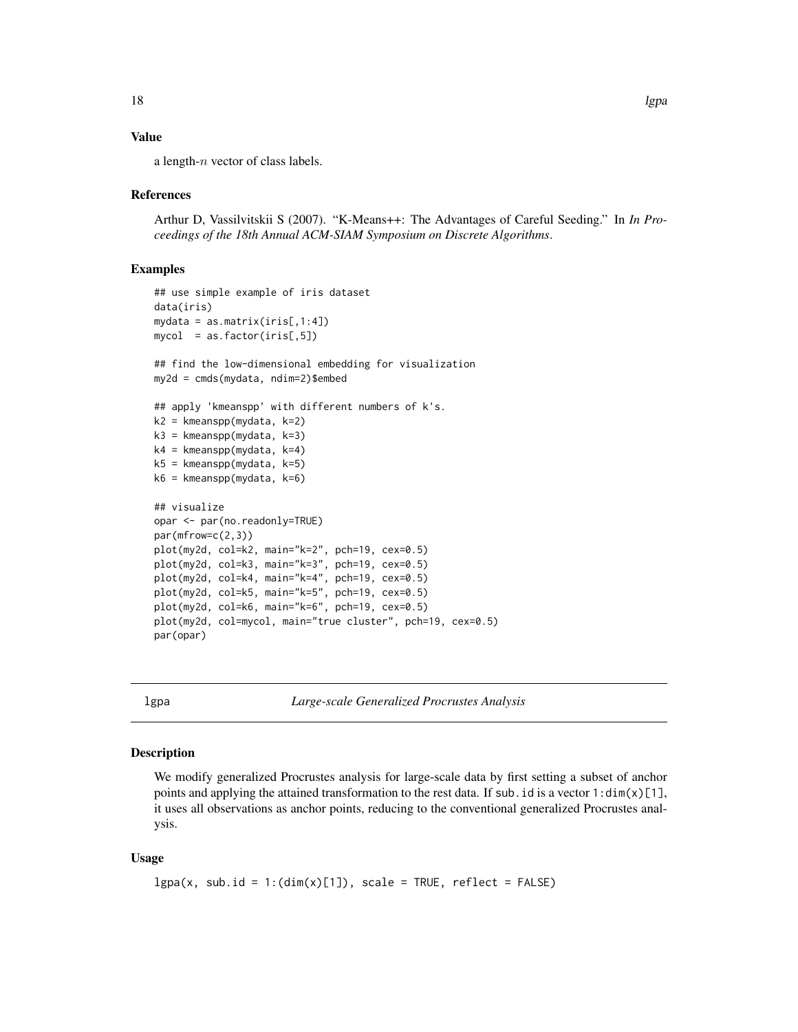### Value

a length-$n$ vector of class labels.

### References

Arthur D, Vassilvitskii S (2007). "K-Means++: The Advantages of Careful Seeding." In *In Proceedings of the 18th Annual ACM-SIAM Symposium on Discrete Algorithms*.

### Examples

```
## use simple example of iris dataset
data(iris)
mydata = as.matrix(iris[,1:4])
mycol  = as.factor(iris[,5])

## find the low-dimensional embedding for visualization
my2d = cmds(mydata, ndim=2)$embed

## apply 'kmeanspp' with different numbers of k's.
k2 = kmeanspp(mydata, k=2)
k3 = kmeanspp(mydata, k=3)
k4 = kmeanspp(mydata, k=4)
k5 = kmeanspp(mydata, k=5)
k6 = kmeanspp(mydata, k=6)

## visualize
opar <- par(no.readonly=TRUE)
par(mfrow=c(2,3))
plot(my2d, col=k2, main="k=2", pch=19, cex=0.5)
plot(my2d, col=k3, main="k=3", pch=19, cex=0.5)
plot(my2d, col=k4, main="k=4", pch=19, cex=0.5)
plot(my2d, col=k5, main="k=5", pch=19, cex=0.5)
plot(my2d, col=k6, main="k=6", pch=19, cex=0.5)
plot(my2d, col=mycol, main="true cluster", pch=19, cex=0.5)
par(opar)
```

---

## lgpa — *Large-scale Generalized Procrustes Analysis*

---

### Description

We modify generalized Procrustes analysis for large-scale data by first setting a subset of anchor points and applying the attained transformation to the rest data. If `sub.id` is a vector `1:dim(x)[1]`, it uses all observations as anchor points, reducing to the conventional generalized Procrustes analysis.

### Usage

```
lgpa(x, sub.id = 1:(dim(x)[1]), scale = TRUE, reflect = FALSE)
```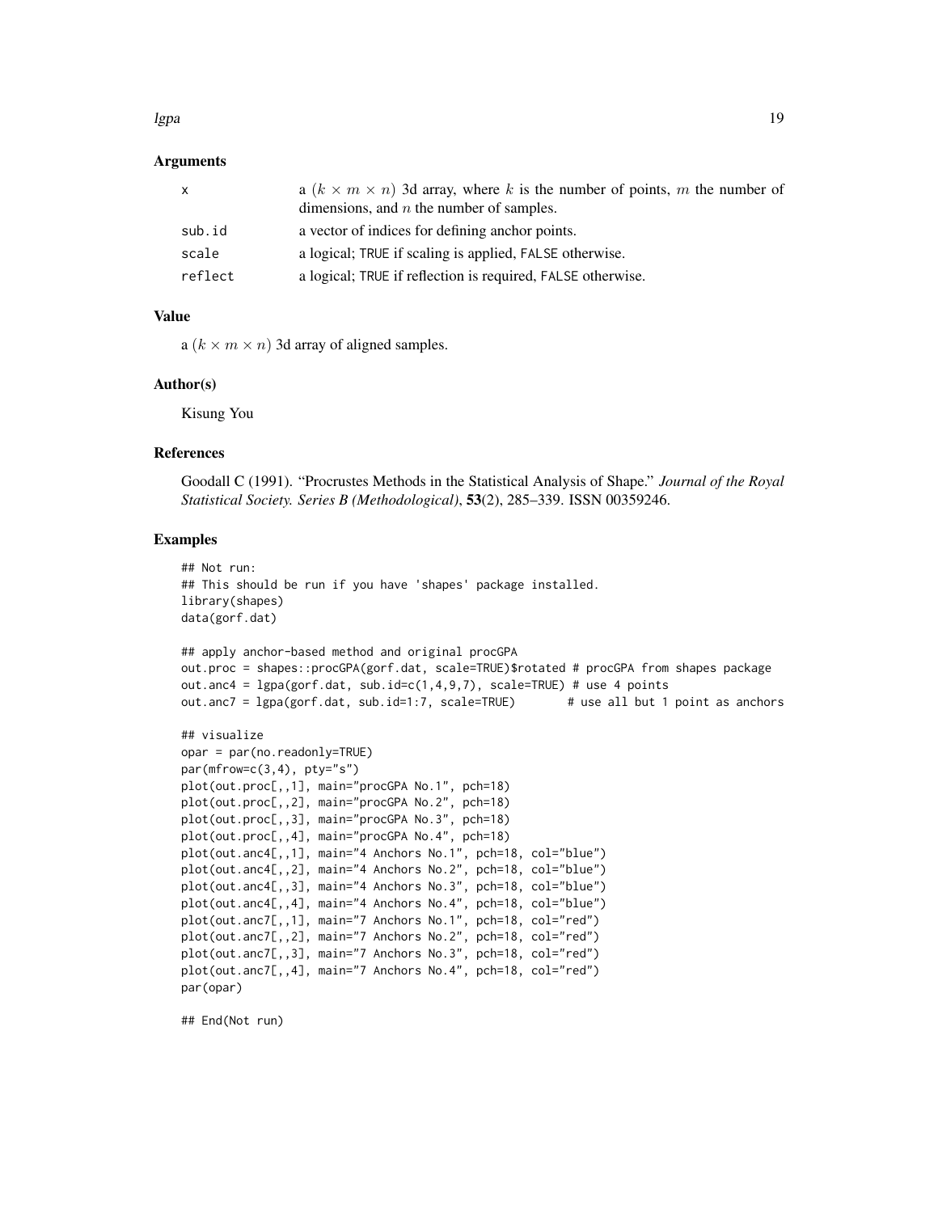## Arguments

| | |
|---|---|
| x | a $(k \times m \times n)$ 3d array, where $k$ is the number of points, $m$ the number of dimensions, and $n$ the number of samples. |
| sub.id | a vector of indices for defining anchor points. |
| scale | a logical; TRUE if scaling is applied, FALSE otherwise. |
| reflect | a logical; TRUE if reflection is required, FALSE otherwise. |

## Value

a $(k \times m \times n)$ 3d array of aligned samples.

## Author(s)

Kisung You

## References

Goodall C (1991). "Procrustes Methods in the Statistical Analysis of Shape." *Journal of the Royal Statistical Society. Series B (Methodological)*, **53**(2), 285–339. ISSN 00359246.

## Examples

```
## Not run:
## This should be run if you have 'shapes' package installed.
library(shapes)
data(gorf.dat)

## apply anchor-based method and original procGPA
out.proc = shapes::procGPA(gorf.dat, scale=TRUE)$rotated # procGPA from shapes package
out.anc4 = lgpa(gorf.dat, sub.id=c(1,4,9,7), scale=TRUE) # use 4 points
out.anc7 = lgpa(gorf.dat, sub.id=1:7, scale=TRUE)       # use all but 1 point as anchors

## visualize
opar = par(no.readonly=TRUE)
par(mfrow=c(3,4), pty="s")
plot(out.proc[,,1], main="procGPA No.1", pch=18)
plot(out.proc[,,2], main="procGPA No.2", pch=18)
plot(out.proc[,,3], main="procGPA No.3", pch=18)
plot(out.proc[,,4], main="procGPA No.4", pch=18)
plot(out.anc4[,,1], main="4 Anchors No.1", pch=18, col="blue")
plot(out.anc4[,,2], main="4 Anchors No.2", pch=18, col="blue")
plot(out.anc4[,,3], main="4 Anchors No.3", pch=18, col="blue")
plot(out.anc4[,,4], main="4 Anchors No.4", pch=18, col="blue")
plot(out.anc7[,,1], main="7 Anchors No.1", pch=18, col="red")
plot(out.anc7[,,2], main="7 Anchors No.2", pch=18, col="red")
plot(out.anc7[,,3], main="7 Anchors No.3", pch=18, col="red")
plot(out.anc7[,,4], main="7 Anchors No.4", pch=18, col="red")
par(opar)

## End(Not run)
```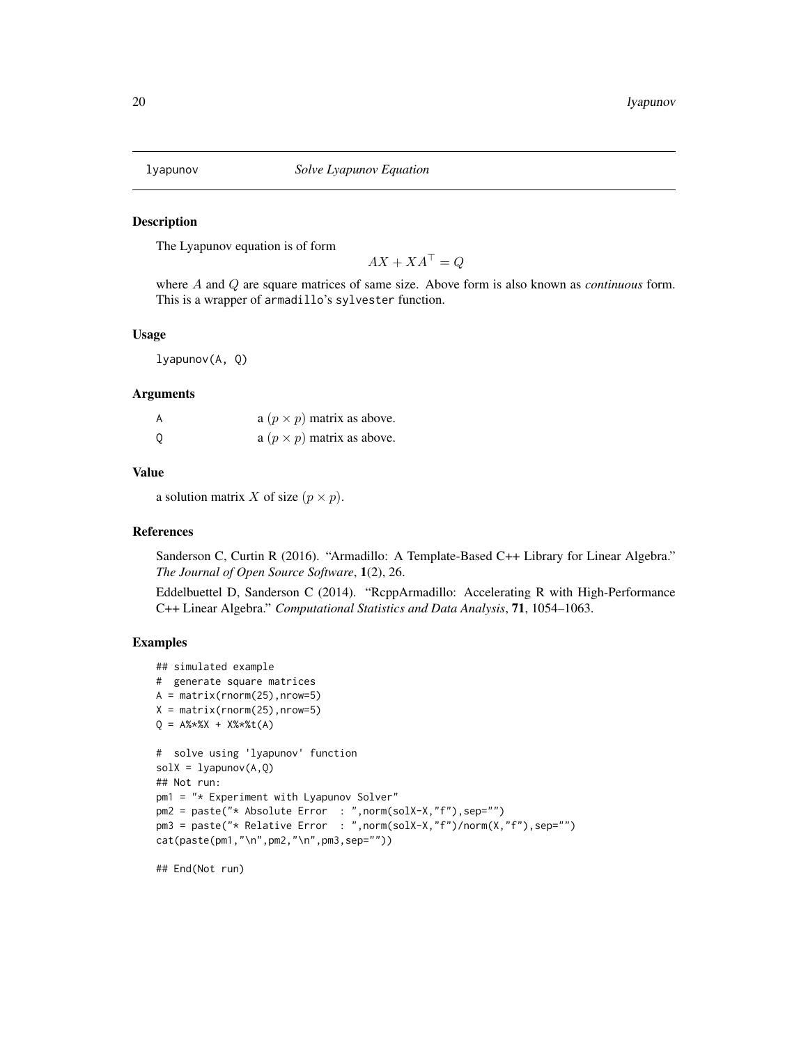lyapunov *Solve Lyapunov Equation*

## Description

The Lyapunov equation is of form

$$AX + XA^\top = Q$$

where $A$ and $Q$ are square matrices of same size. Above form is also known as *continuous* form. This is a wrapper of armadillo's sylvester function.

## Usage

```
lyapunov(A, Q)
```

## Arguments

| | |
|---|---|
| A | a $(p \times p)$ matrix as above. |
| Q | a $(p \times p)$ matrix as above. |

## Value

a solution matrix $X$ of size $(p \times p)$.

## References

Sanderson C, Curtin R (2016). "Armadillo: A Template-Based C++ Library for Linear Algebra." *The Journal of Open Source Software*, **1**(2), 26.

Eddelbuettel D, Sanderson C (2014). "RcppArmadillo: Accelerating R with High-Performance C++ Linear Algebra." *Computational Statistics and Data Analysis*, **71**, 1054–1063.

## Examples

```
## simulated example
#  generate square matrices
A = matrix(rnorm(25),nrow=5)
X = matrix(rnorm(25),nrow=5)
Q = A%*%X + X%*%t(A)

#  solve using 'lyapunov' function
solX = lyapunov(A,Q)
## Not run:
pm1 = "* Experiment with Lyapunov Solver"
pm2 = paste("* Absolute Error  : ",norm(solX-X,"f"),sep="")
pm3 = paste("* Relative Error  : ",norm(solX-X,"f")/norm(X,"f"),sep="")
cat(paste(pm1,"\n",pm2,"\n",pm3,sep=""))

## End(Not run)
```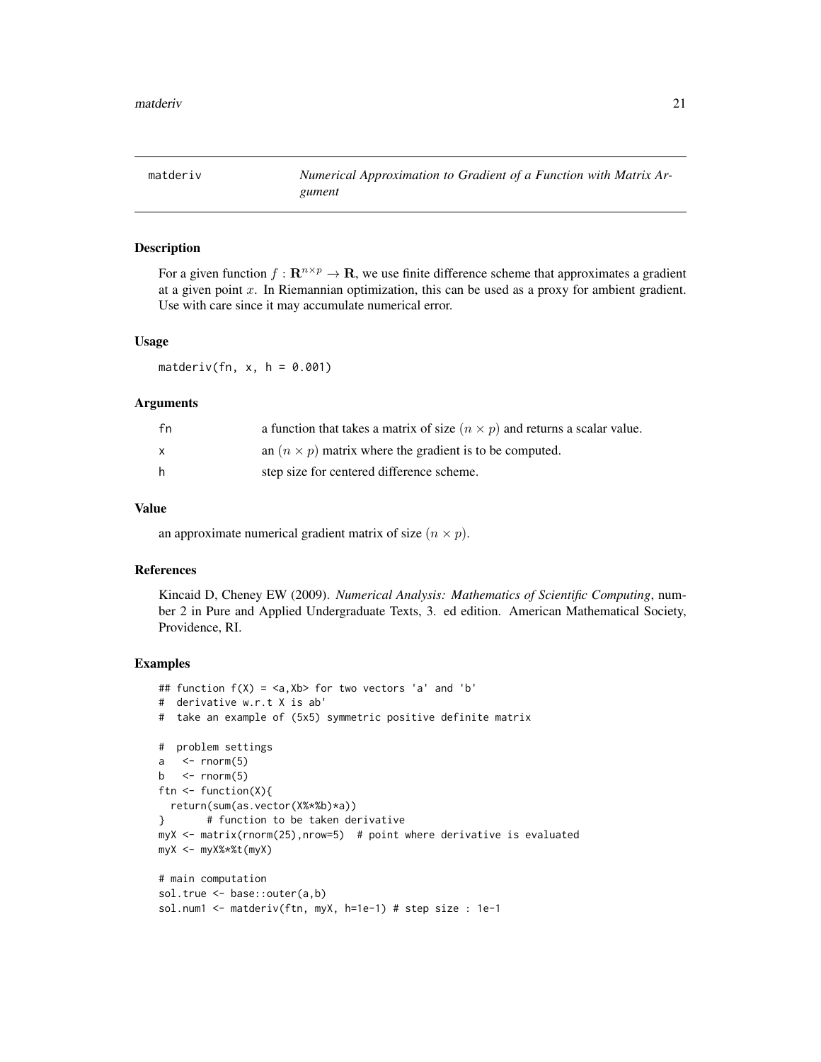matderiv *Numerical Approximation to Gradient of a Function with Matrix Argument*

## Description

For a given function $f : \mathbf{R}^{n \times p} \to \mathbf{R}$, we use finite difference scheme that approximates a gradient at a given point $x$. In Riemannian optimization, this can be used as a proxy for ambient gradient. Use with care since it may accumulate numerical error.

## Usage

```
matderiv(fn, x, h = 0.001)
```

## Arguments

| | |
|---|---|
| fn | a function that takes a matrix of size $(n \times p)$ and returns a scalar value. |
| x | an $(n \times p)$ matrix where the gradient is to be computed. |
| h | step size for centered difference scheme. |

## Value

an approximate numerical gradient matrix of size $(n \times p)$.

## References

Kincaid D, Cheney EW (2009). *Numerical Analysis: Mathematics of Scientific Computing*, number 2 in Pure and Applied Undergraduate Texts, 3. ed edition. American Mathematical Society, Providence, RI.

## Examples

```
## function f(X) = <a,Xb> for two vectors 'a' and 'b'
#  derivative w.r.t X is ab'
#  take an example of (5x5) symmetric positive definite matrix

#  problem settings
a   <- rnorm(5)
b   <- rnorm(5)
ftn <- function(X){
  return(sum(as.vector(X%*%b)*a))
}       # function to be taken derivative
myX <- matrix(rnorm(25),nrow=5)  # point where derivative is evaluated
myX <- myX%*%t(myX)

# main computation
sol.true <- base::outer(a,b)
sol.num1 <- matderiv(ftn, myX, h=1e-1) # step size : 1e-1
```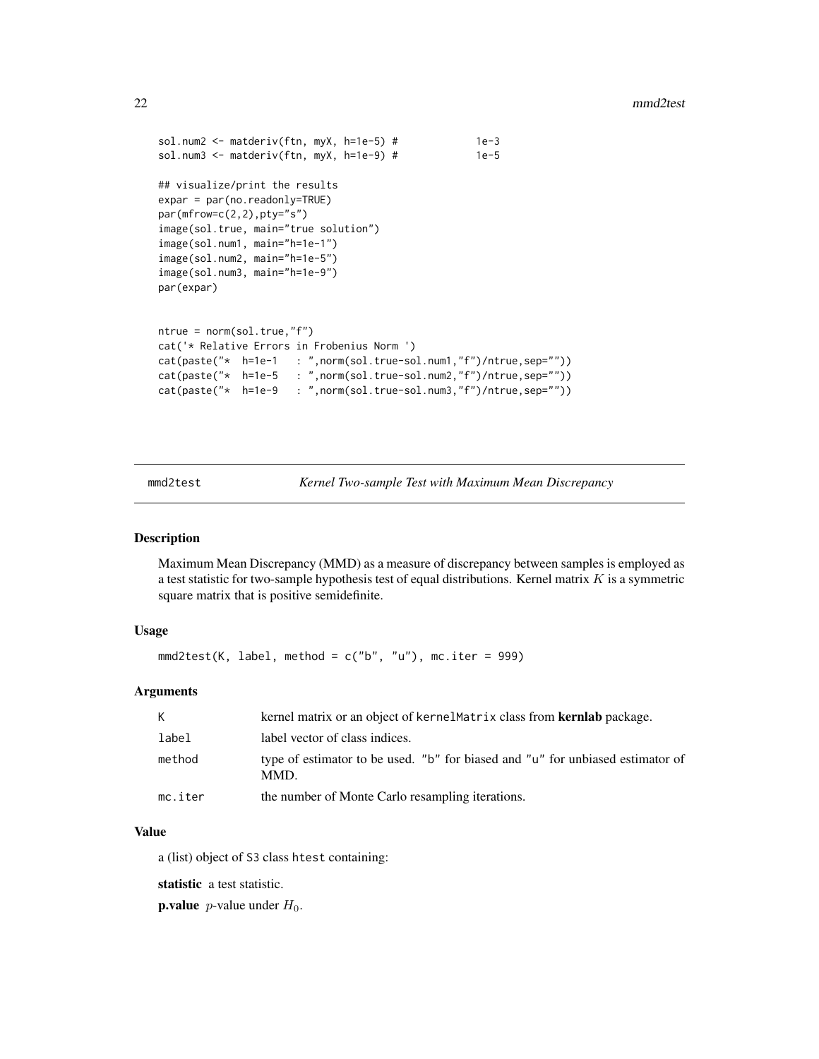```
sol.num2 <- matderiv(ftn, myX, h=1e-5) #             1e-3
sol.num3 <- matderiv(ftn, myX, h=1e-9) #             1e-5

## visualize/print the results
expar = par(no.readonly=TRUE)
par(mfrow=c(2,2),pty="s")
image(sol.true, main="true solution")
image(sol.num1, main="h=1e-1")
image(sol.num2, main="h=1e-5")
image(sol.num3, main="h=1e-9")
par(expar)


ntrue = norm(sol.true,"f")
cat('* Relative Errors in Frobenius Norm ')
cat(paste("*  h=1e-1   : ",norm(sol.true-sol.num1,"f")/ntrue,sep=""))
cat(paste("*  h=1e-5   : ",norm(sol.true-sol.num2,"f")/ntrue,sep=""))
cat(paste("*  h=1e-9   : ",norm(sol.true-sol.num3,"f")/ntrue,sep=""))
```

## mmd2test — *Kernel Two-sample Test with Maximum Mean Discrepancy*

### Description

Maximum Mean Discrepancy (MMD) as a measure of discrepancy between samples is employed as a test statistic for two-sample hypothesis test of equal distributions. Kernel matrix $K$ is a symmetric square matrix that is positive semidefinite.

### Usage

```
mmd2test(K, label, method = c("b", "u"), mc.iter = 999)
```

### Arguments

| | |
|---|---|
| `K` | kernel matrix or an object of `kernelMatrix` class from **kernlab** package. |
| `label` | label vector of class indices. |
| `method` | type of estimator to be used. `"b"` for biased and `"u"` for unbiased estimator of MMD. |
| `mc.iter` | the number of Monte Carlo resampling iterations. |

### Value

a (list) object of `S3` class `htest` containing:

**statistic** a test statistic.

**p.value** $p$-value under $H_0$.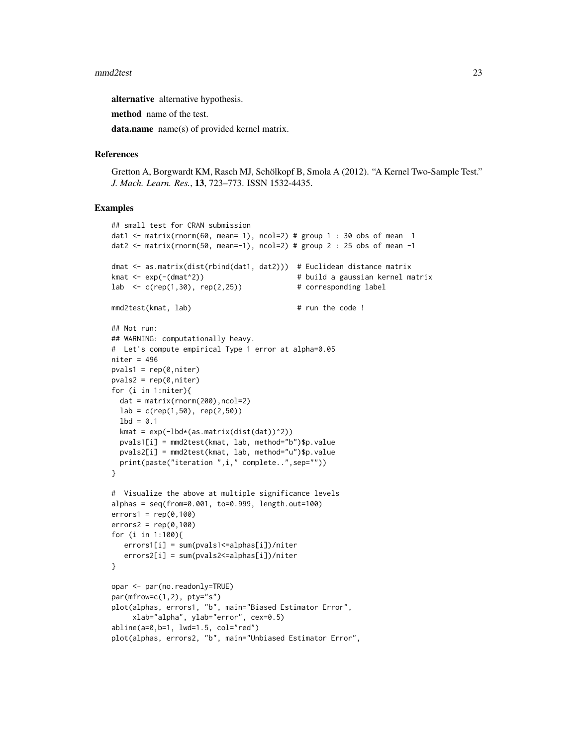**alternative** alternative hypothesis.

**method** name of the test.

**data.name** name(s) of provided kernel matrix.

## References

Gretton A, Borgwardt KM, Rasch MJ, Schölkopf B, Smola A (2012). "A Kernel Two-Sample Test." *J. Mach. Learn. Res.*, **13**, 723–773. ISSN 1532-4435.

## Examples

```
## small test for CRAN submission
dat1 <- matrix(rnorm(60, mean= 1), ncol=2) # group 1 : 30 obs of mean  1
dat2 <- matrix(rnorm(50, mean=-1), ncol=2) # group 2 : 25 obs of mean -1

dmat <- as.matrix(dist(rbind(dat1, dat2)))  # Euclidean distance matrix
kmat <- exp(-(dmat^2))                      # build a gaussian kernel matrix
lab  <- c(rep(1,30), rep(2,25))             # corresponding label

mmd2test(kmat, lab)                         # run the code !

## Not run:
## WARNING: computationally heavy.
#  Let's compute empirical Type 1 error at alpha=0.05
niter = 496
pvals1 = rep(0,niter)
pvals2 = rep(0,niter)
for (i in 1:niter){
  dat = matrix(rnorm(200),ncol=2)
  lab = c(rep(1,50), rep(2,50))
  lbd = 0.1
  kmat = exp(-lbd*(as.matrix(dist(dat))^2))
  pvals1[i] = mmd2test(kmat, lab, method="b")$p.value
  pvals2[i] = mmd2test(kmat, lab, method="u")$p.value
  print(paste("iteration ",i," complete..",sep=""))
}

#  Visualize the above at multiple significance levels
alphas = seq(from=0.001, to=0.999, length.out=100)
errors1 = rep(0,100)
errors2 = rep(0,100)
for (i in 1:100){
   errors1[i] = sum(pvals1<=alphas[i])/niter
   errors2[i] = sum(pvals2<=alphas[i])/niter
}

opar <- par(no.readonly=TRUE)
par(mfrow=c(1,2), pty="s")
plot(alphas, errors1, "b", main="Biased Estimator Error",
     xlab="alpha", ylab="error", cex=0.5)
abline(a=0,b=1, lwd=1.5, col="red")
plot(alphas, errors2, "b", main="Unbiased Estimator Error",
```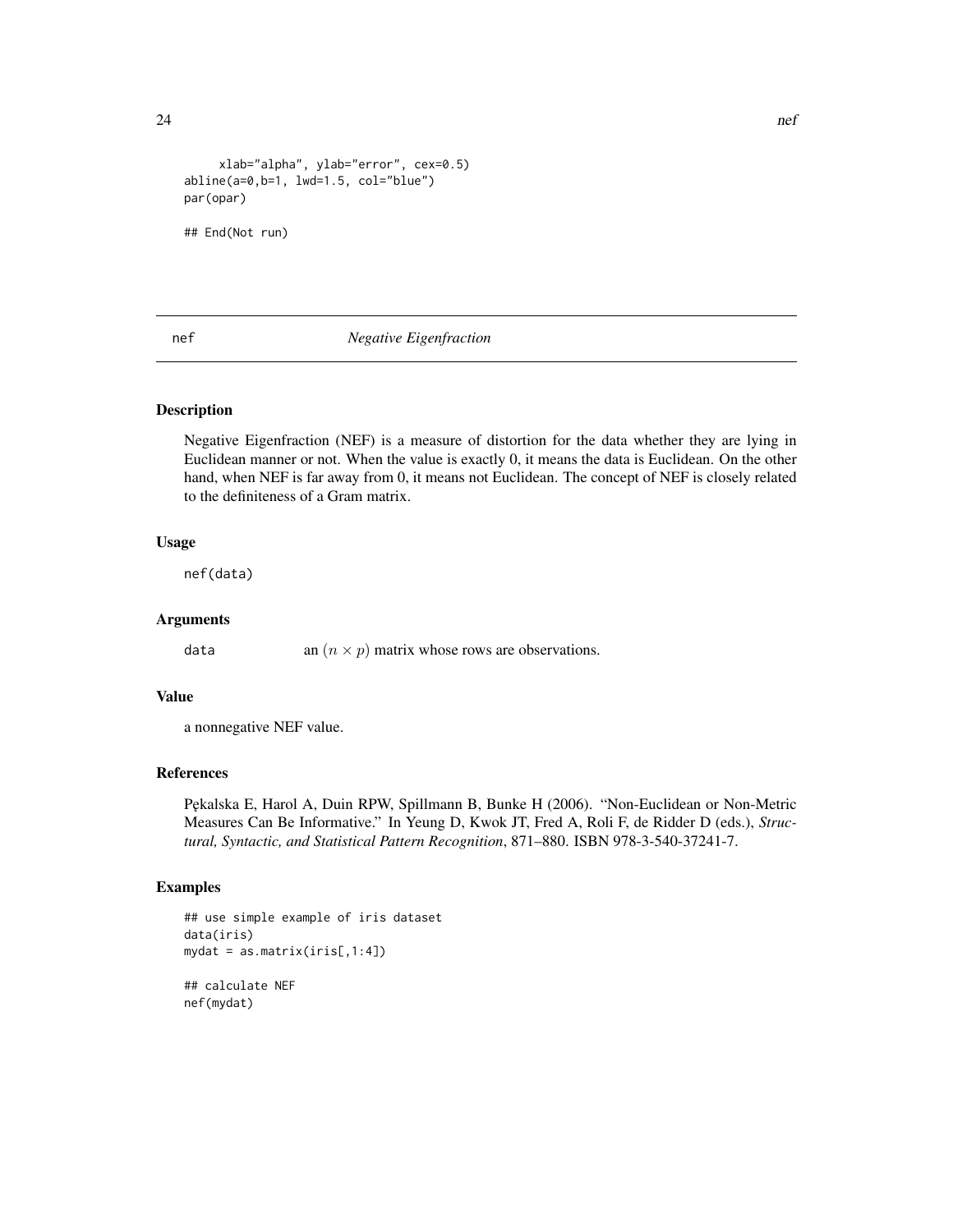```
     xlab="alpha", ylab="error", cex=0.5)
abline(a=0,b=1, lwd=1.5, col="blue")
par(opar)

## End(Not run)
```

## nef — *Negative Eigenfraction*

### Description

Negative Eigenfraction (NEF) is a measure of distortion for the data whether they are lying in Euclidean manner or not. When the value is exactly 0, it means the data is Euclidean. On the other hand, when NEF is far away from 0, it means not Euclidean. The concept of NEF is closely related to the definiteness of a Gram matrix.

### Usage

```
nef(data)
```

### Arguments

| | |
|---|---|
| data | an $(n \times p)$ matrix whose rows are observations. |

### Value

a nonnegative NEF value.

### References

Pękalska E, Harol A, Duin RPW, Spillmann B, Bunke H (2006). "Non-Euclidean or Non-Metric Measures Can Be Informative." In Yeung D, Kwok JT, Fred A, Roli F, de Ridder D (eds.), *Structural, Syntactic, and Statistical Pattern Recognition*, 871–880. ISBN 978-3-540-37241-7.

### Examples

```
## use simple example of iris dataset
data(iris)
mydat = as.matrix(iris[,1:4])

## calculate NEF
nef(mydat)
```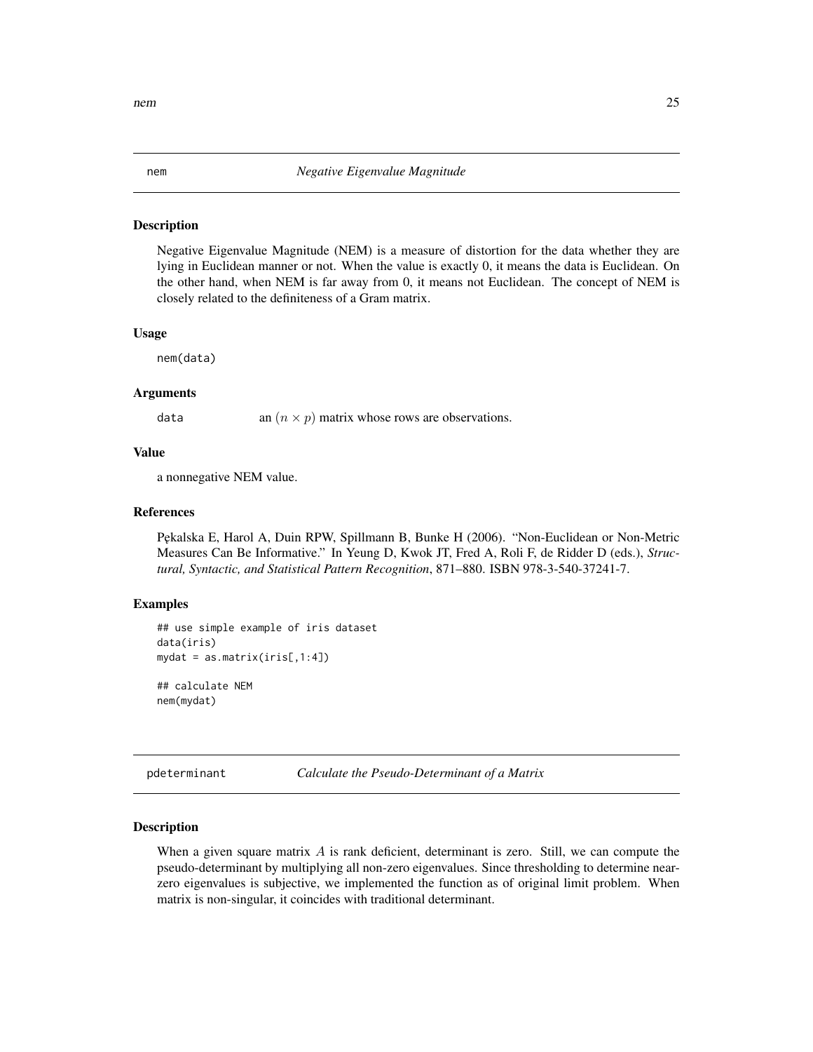## nem — *Negative Eigenvalue Magnitude*

### Description

Negative Eigenvalue Magnitude (NEM) is a measure of distortion for the data whether they are lying in Euclidean manner or not. When the value is exactly 0, it means the data is Euclidean. On the other hand, when NEM is far away from 0, it means not Euclidean. The concept of NEM is closely related to the definiteness of a Gram matrix.

### Usage

```
nem(data)
```

### Arguments

| | |
|---|---|
| data | an $(n \times p)$ matrix whose rows are observations. |

### Value

a nonnegative NEM value.

### References

Pękalska E, Harol A, Duin RPW, Spillmann B, Bunke H (2006). "Non-Euclidean or Non-Metric Measures Can Be Informative." In Yeung D, Kwok JT, Fred A, Roli F, de Ridder D (eds.), *Structural, Syntactic, and Statistical Pattern Recognition*, 871–880. ISBN 978-3-540-37241-7.

### Examples

```
## use simple example of iris dataset
data(iris)
mydat = as.matrix(iris[,1:4])

## calculate NEM
nem(mydat)
```

## pdeterminant — *Calculate the Pseudo-Determinant of a Matrix*

### Description

When a given square matrix $A$ is rank deficient, determinant is zero. Still, we can compute the pseudo-determinant by multiplying all non-zero eigenvalues. Since thresholding to determine near-zero eigenvalues is subjective, we implemented the function as of original limit problem. When matrix is non-singular, it coincides with traditional determinant.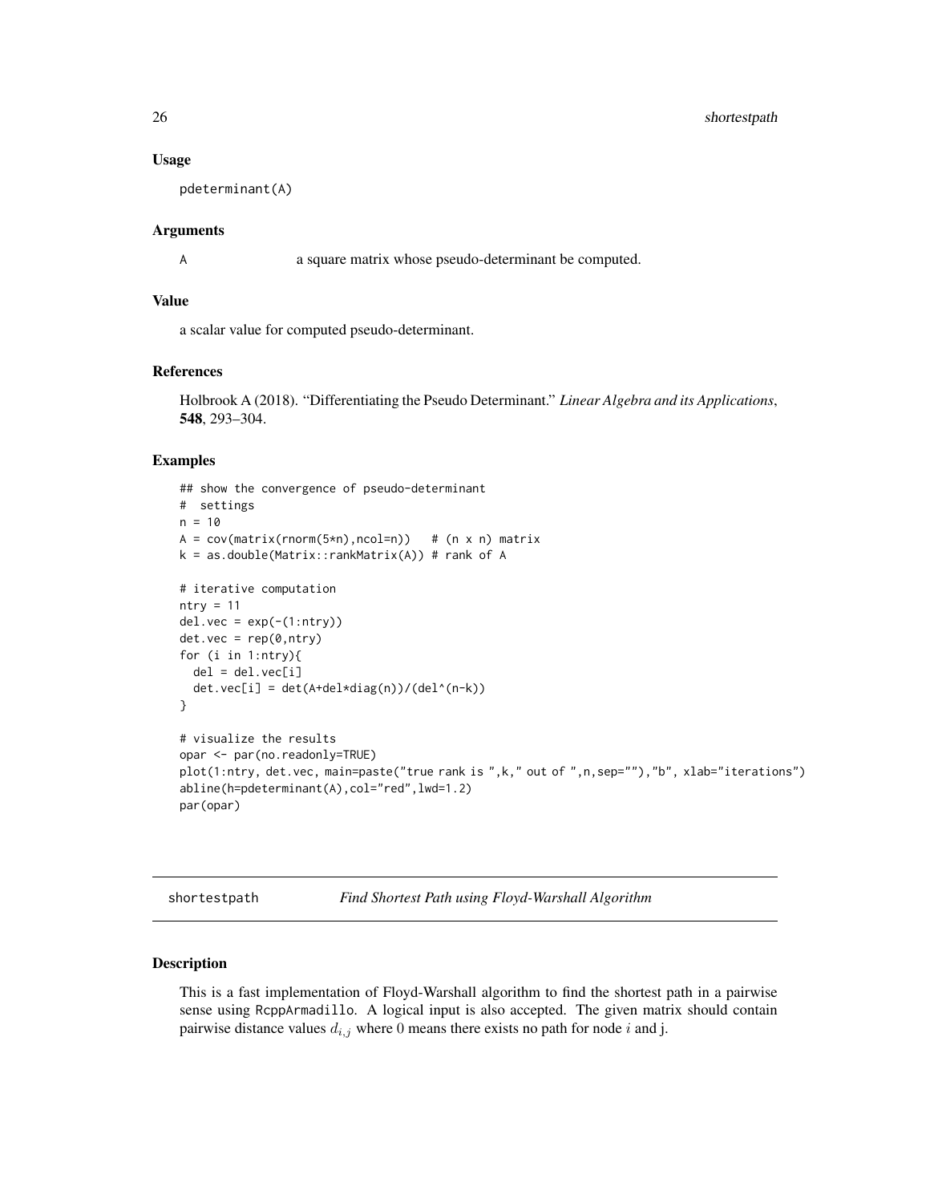### Usage

```
pdeterminant(A)
```

### Arguments

A  a square matrix whose pseudo-determinant be computed.

### Value

a scalar value for computed pseudo-determinant.

### References

Holbrook A (2018). "Differentiating the Pseudo Determinant." *Linear Algebra and its Applications*, **548**, 293–304.

### Examples

```
## show the convergence of pseudo-determinant
#  settings
n = 10
A = cov(matrix(rnorm(5*n),ncol=n))   # (n x n) matrix
k = as.double(Matrix::rankMatrix(A)) # rank of A

# iterative computation
ntry = 11
del.vec = exp(-(1:ntry))
det.vec = rep(0,ntry)
for (i in 1:ntry){
  del = del.vec[i]
  det.vec[i] = det(A+del*diag(n))/(del^(n-k))
}

# visualize the results
opar <- par(no.readonly=TRUE)
plot(1:ntry, det.vec, main=paste("true rank is ",k," out of ",n,sep=""),"b", xlab="iterations")
abline(h=pdeterminant(A),col="red",lwd=1.2)
par(opar)
```

---

## shortestpath — *Find Shortest Path using Floyd-Warshall Algorithm*

---

### Description

This is a fast implementation of Floyd-Warshall algorithm to find the shortest path in a pairwise sense using RcppArmadillo. A logical input is also accepted. The given matrix should contain pairwise distance values $d_{i,j}$ where $0$ means there exists no path for node $i$ and j.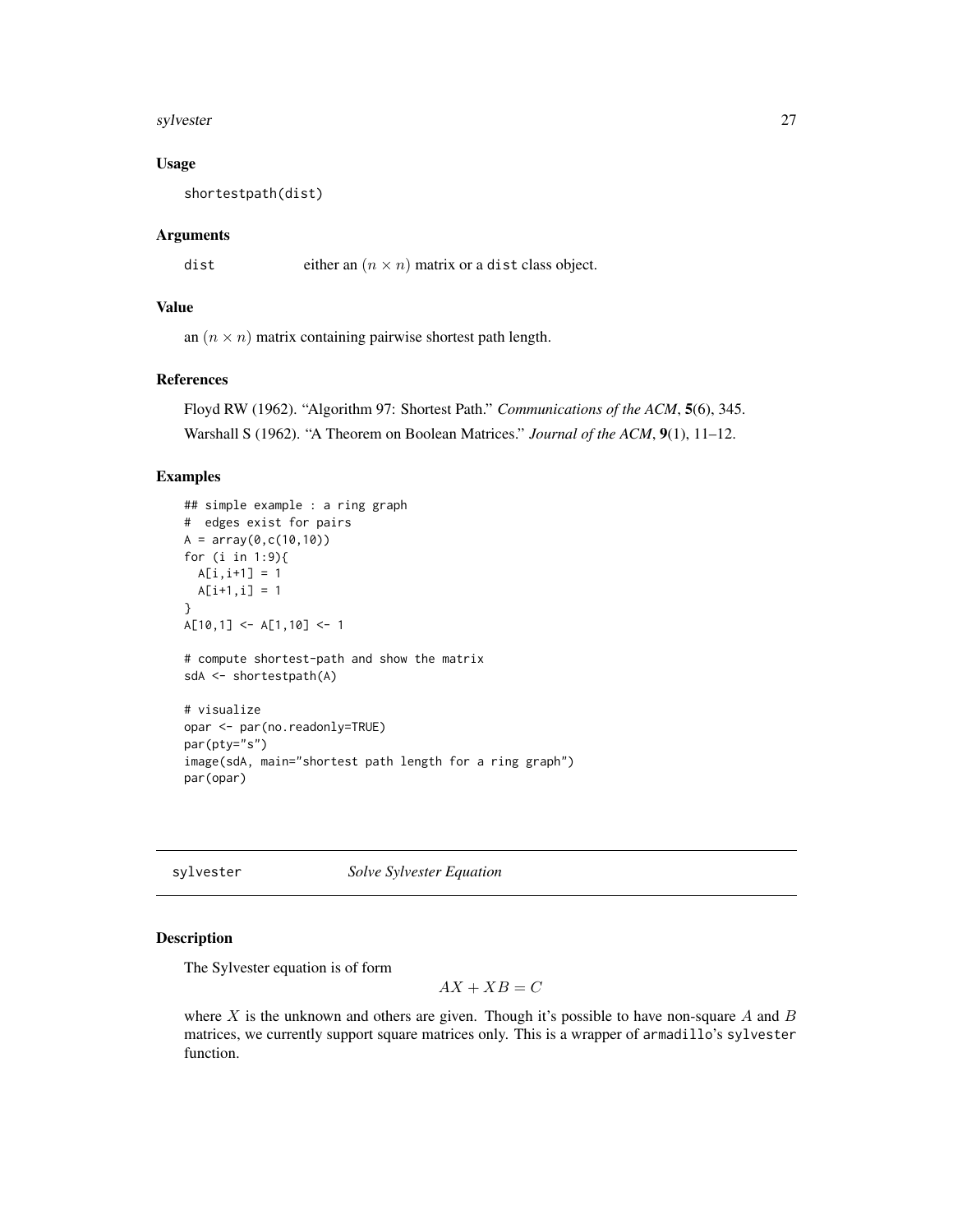### Usage

```
shortestpath(dist)
```

### Arguments

dist — either an $(n \times n)$ matrix or a dist class object.

### Value

an $(n \times n)$ matrix containing pairwise shortest path length.

### References

Floyd RW (1962). "Algorithm 97: Shortest Path." *Communications of the ACM*, **5**(6), 345.

Warshall S (1962). "A Theorem on Boolean Matrices." *Journal of the ACM*, **9**(1), 11–12.

### Examples

```
## simple example : a ring graph
#  edges exist for pairs
A = array(0,c(10,10))
for (i in 1:9){
  A[i,i+1] = 1
  A[i+1,i] = 1
}
A[10,1] <- A[1,10] <- 1

# compute shortest-path and show the matrix
sdA <- shortestpath(A)

# visualize
opar <- par(no.readonly=TRUE)
par(pty="s")
image(sdA, main="shortest path length for a ring graph")
par(opar)
```

---

## sylvester — *Solve Sylvester Equation*

### Description

The Sylvester equation is of form

$$AX + XB = C$$

where $X$ is the unknown and others are given. Though it's possible to have non-square $A$ and $B$ matrices, we currently support square matrices only. This is a wrapper of armadillo's sylvester function.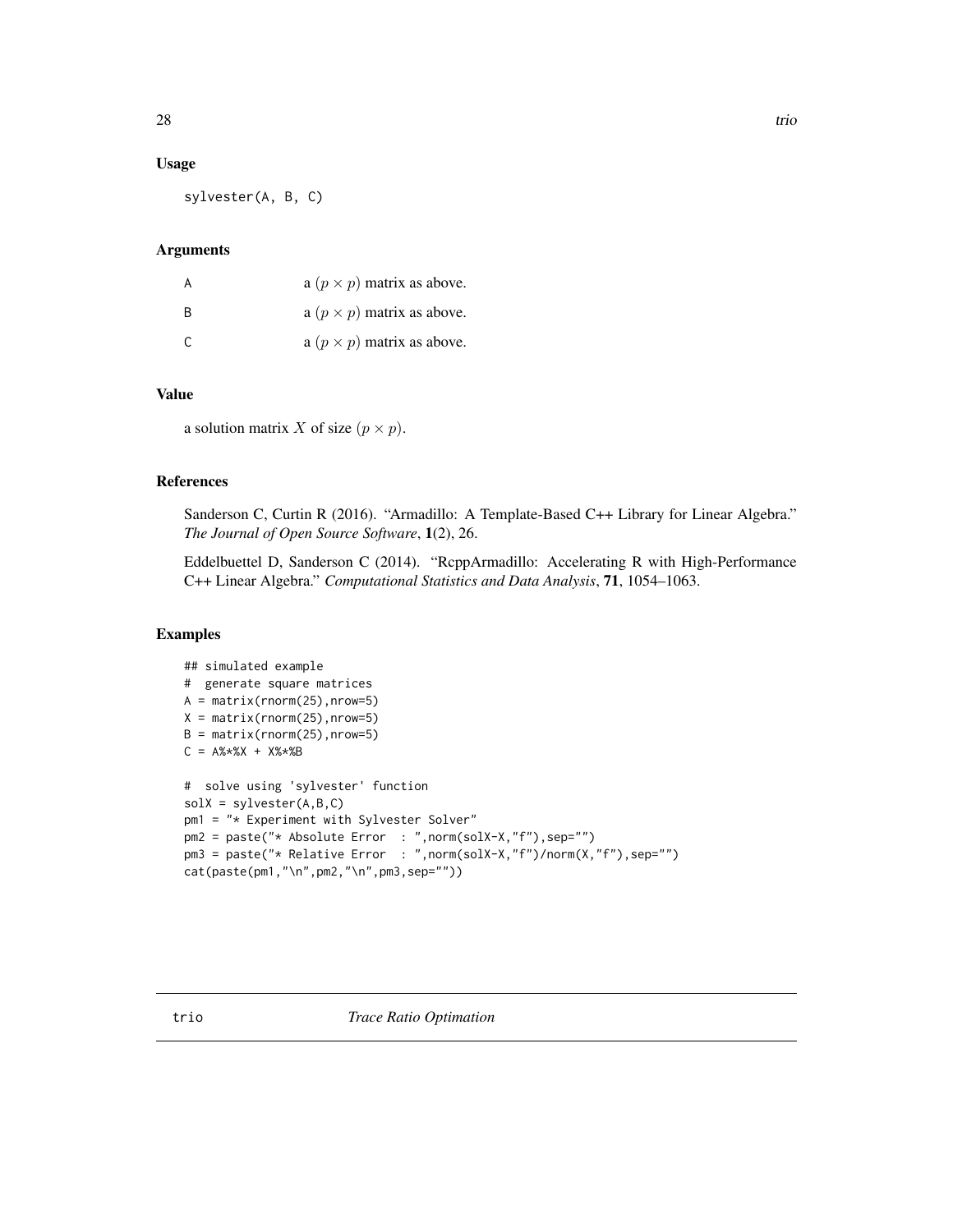### Usage

```
sylvester(A, B, C)
```

### Arguments

| | |
|---|---|
| A | a $(p \times p)$ matrix as above. |
| B | a $(p \times p)$ matrix as above. |
| C | a $(p \times p)$ matrix as above. |

### Value

a solution matrix $X$ of size $(p \times p)$.

### References

Sanderson C, Curtin R (2016). "Armadillo: A Template-Based C++ Library for Linear Algebra." *The Journal of Open Source Software*, **1**(2), 26.

Eddelbuettel D, Sanderson C (2014). "RcppArmadillo: Accelerating R with High-Performance C++ Linear Algebra." *Computational Statistics and Data Analysis*, **71**, 1054–1063.

### Examples

```
## simulated example
#  generate square matrices
A = matrix(rnorm(25),nrow=5)
X = matrix(rnorm(25),nrow=5)
B = matrix(rnorm(25),nrow=5)
C = A%*%X + X%*%B

#  solve using 'sylvester' function
solX = sylvester(A,B,C)
pm1 = "* Experiment with Sylvester Solver"
pm2 = paste("* Absolute Error  : ",norm(solX-X,"f"),sep="")
pm3 = paste("* Relative Error  : ",norm(solX-X,"f")/norm(X,"f"),sep="")
cat(paste(pm1,"\n",pm2,"\n",pm3,sep=""))
```

---

## trio *Trace Ratio Optimation*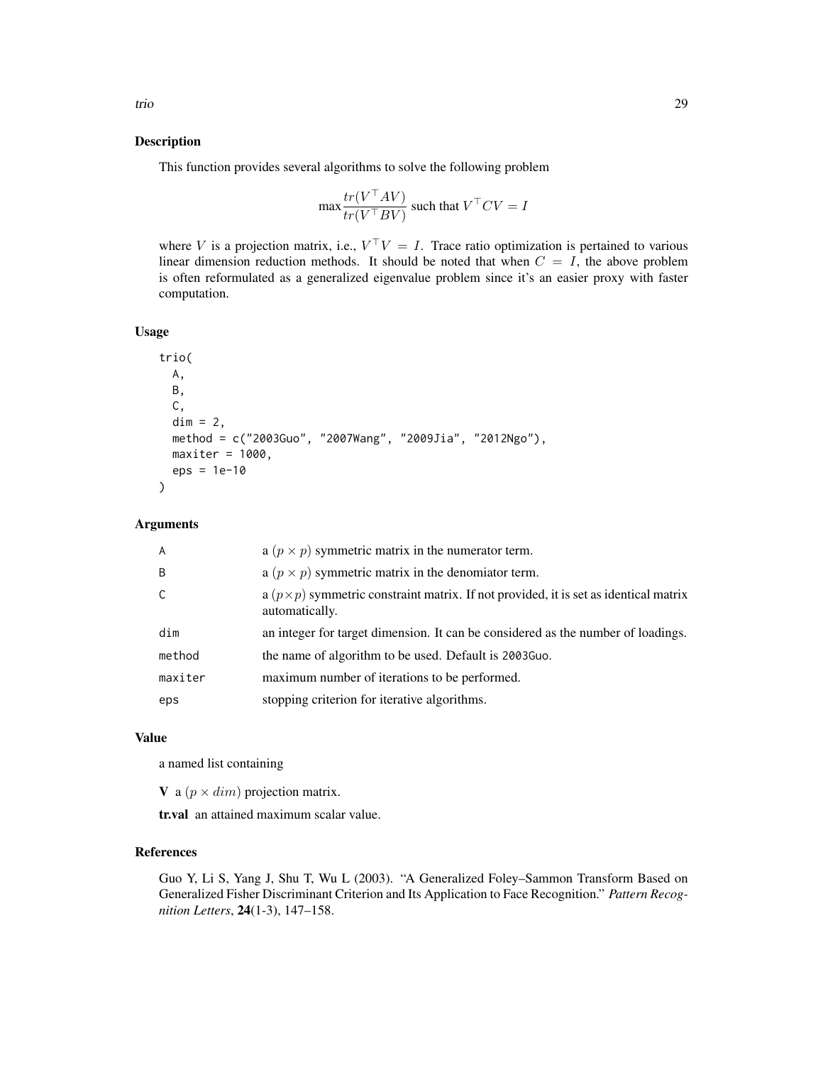## Description

This function provides several algorithms to solve the following problem

$$\max \frac{tr(V^\top AV)}{tr(V^\top BV)} \text{ such that } V^\top CV = I$$

where $V$ is a projection matrix, i.e., $V^\top V = I$. Trace ratio optimization is pertained to various linear dimension reduction methods. It should be noted that when $C = I$, the above problem is often reformulated as a generalized eigenvalue problem since it's an easier proxy with faster computation.

## Usage

```
trio(
  A,
  B,
  C,
  dim = 2,
  method = c("2003Guo", "2007Wang", "2009Jia", "2012Ngo"),
  maxiter = 1000,
  eps = 1e-10
)
```

## Arguments

| | |
|---|---|
| A | a $(p \times p)$ symmetric matrix in the numerator term. |
| B | a $(p \times p)$ symmetric matrix in the denomiator term. |
| C | a $(p \times p)$ symmetric constraint matrix. If not provided, it is set as identical matrix automatically. |
| dim | an integer for target dimension. It can be considered as the number of loadings. |
| method | the name of algorithm to be used. Default is 2003Guo. |
| maxiter | maximum number of iterations to be performed. |
| eps | stopping criterion for iterative algorithms. |

## Value

a named list containing

**V** a $(p \times dim)$ projection matrix.

**tr.val** an attained maximum scalar value.

## References

Guo Y, Li S, Yang J, Shu T, Wu L (2003). "A Generalized Foley–Sammon Transform Based on Generalized Fisher Discriminant Criterion and Its Application to Face Recognition." *Pattern Recognition Letters*, **24**(1-3), 147–158.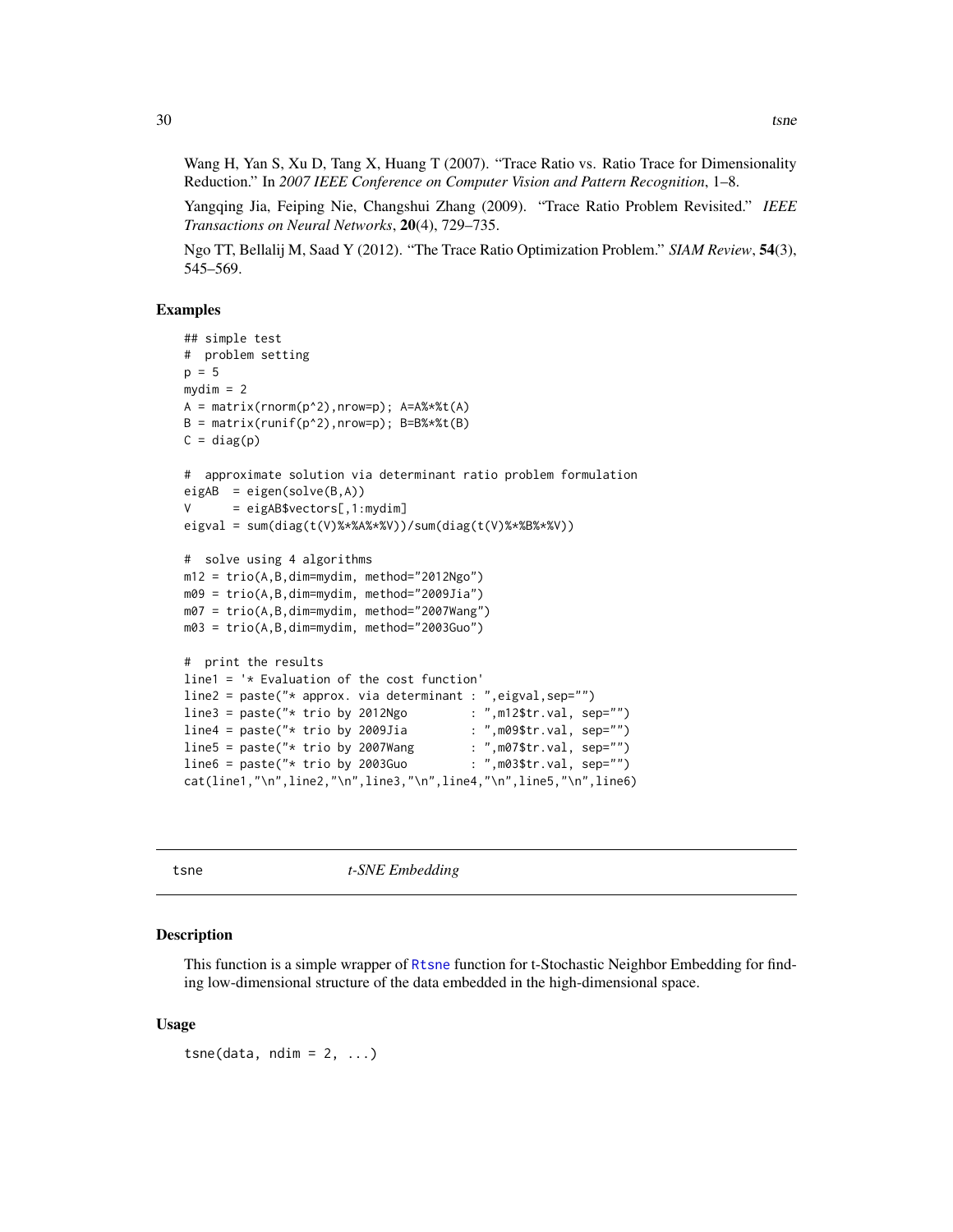Wang H, Yan S, Xu D, Tang X, Huang T (2007). "Trace Ratio vs. Ratio Trace for Dimensionality Reduction." In *2007 IEEE Conference on Computer Vision and Pattern Recognition*, 1–8.

Yangqing Jia, Feiping Nie, Changshui Zhang (2009). "Trace Ratio Problem Revisited." *IEEE Transactions on Neural Networks*, **20**(4), 729–735.

Ngo TT, Bellalij M, Saad Y (2012). "The Trace Ratio Optimization Problem." *SIAM Review*, **54**(3), 545–569.

### Examples

```
## simple test
#  problem setting
p = 5
mydim = 2
A = matrix(rnorm(p^2),nrow=p); A=A%*%t(A)
B = matrix(runif(p^2),nrow=p); B=B%*%t(B)
C = diag(p)

#  approximate solution via determinant ratio problem formulation
eigAB  = eigen(solve(B,A))
V      = eigAB$vectors[,1:mydim]
eigval = sum(diag(t(V)%*%A%*%V))/sum(diag(t(V)%*%B%*%V))

#  solve using 4 algorithms
m12 = trio(A,B,dim=mydim, method="2012Ngo")
m09 = trio(A,B,dim=mydim, method="2009Jia")
m07 = trio(A,B,dim=mydim, method="2007Wang")
m03 = trio(A,B,dim=mydim, method="2003Guo")

#  print the results
line1 = '* Evaluation of the cost function'
line2 = paste("* approx. via determinant : ",eigval,sep="")
line3 = paste("* trio by 2012Ngo         : ",m12$tr.val, sep="")
line4 = paste("* trio by 2009Jia         : ",m09$tr.val, sep="")
line5 = paste("* trio by 2007Wang        : ",m07$tr.val, sep="")
line6 = paste("* trio by 2003Guo         : ",m03$tr.val, sep="")
cat(line1,"\n",line2,"\n",line3,"\n",line4,"\n",line5,"\n",line6)
```

## tsne — *t-SNE Embedding*

### Description

This function is a simple wrapper of Rtsne function for t-Stochastic Neighbor Embedding for finding low-dimensional structure of the data embedded in the high-dimensional space.

### Usage

```
tsne(data, ndim = 2, ...)
```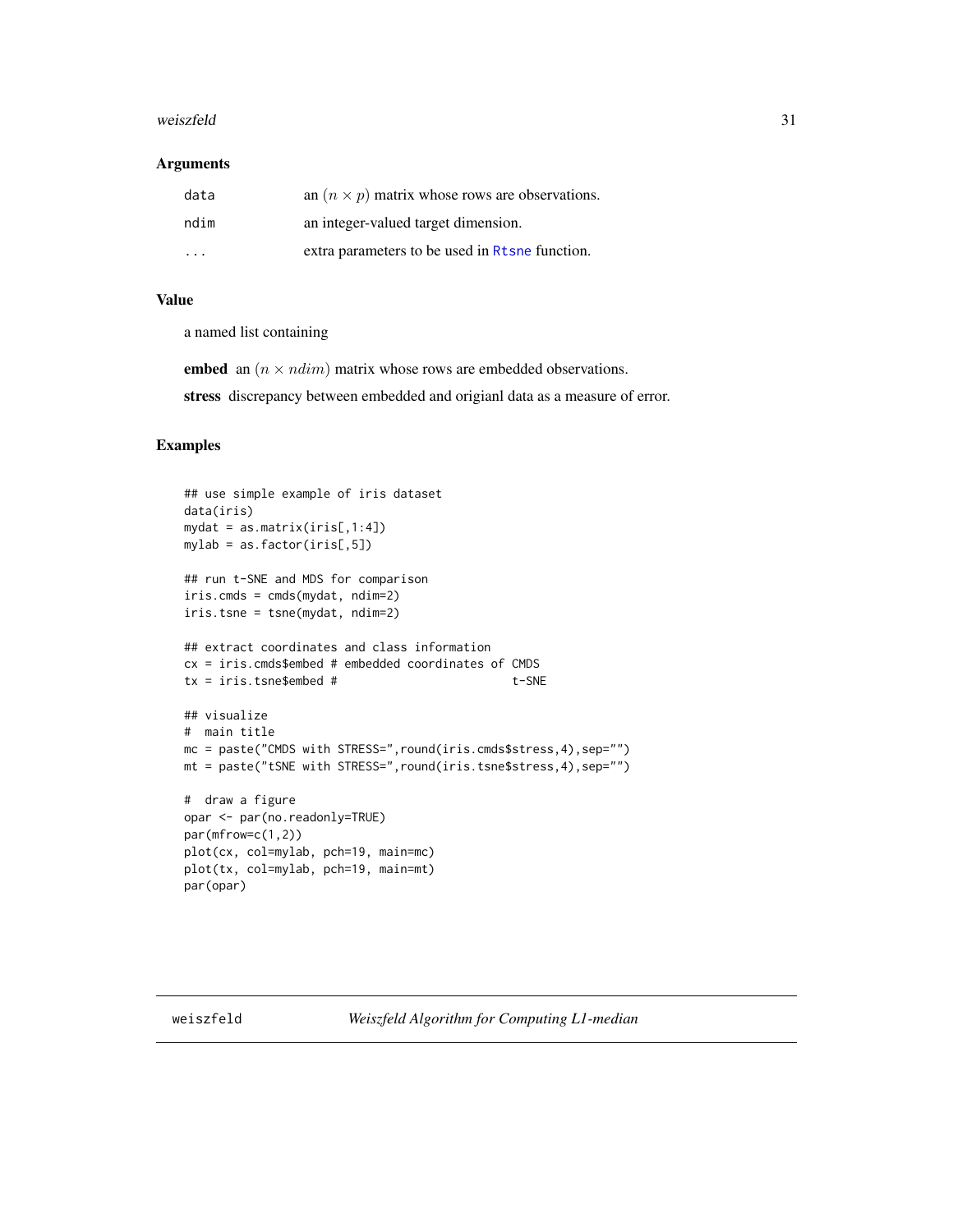### Arguments

| | |
|---|---|
| `data` | an $(n \times p)$ matrix whose rows are observations. |
| `ndim` | an integer-valued target dimension. |
| `...` | extra parameters to be used in `Rtsne` function. |

### Value

a named list containing

**embed** an $(n \times ndim)$ matrix whose rows are embedded observations.

**stress** discrepancy between embedded and origianl data as a measure of error.

### Examples

```
## use simple example of iris dataset
data(iris)
mydat = as.matrix(iris[,1:4])
mylab = as.factor(iris[,5])

## run t-SNE and MDS for comparison
iris.cmds = cmds(mydat, ndim=2)
iris.tsne = tsne(mydat, ndim=2)

## extract coordinates and class information
cx = iris.cmds$embed # embedded coordinates of CMDS
tx = iris.tsne$embed #                         t-SNE

## visualize
#  main title
mc = paste("CMDS with STRESS=",round(iris.cmds$stress,4),sep="")
mt = paste("tSNE with STRESS=",round(iris.tsne$stress,4),sep="")

#  draw a figure
opar <- par(no.readonly=TRUE)
par(mfrow=c(1,2))
plot(cx, col=mylab, pch=19, main=mc)
plot(tx, col=mylab, pch=19, main=mt)
par(opar)
```

---

## weiszfeld — *Weiszfeld Algorithm for Computing L1-median*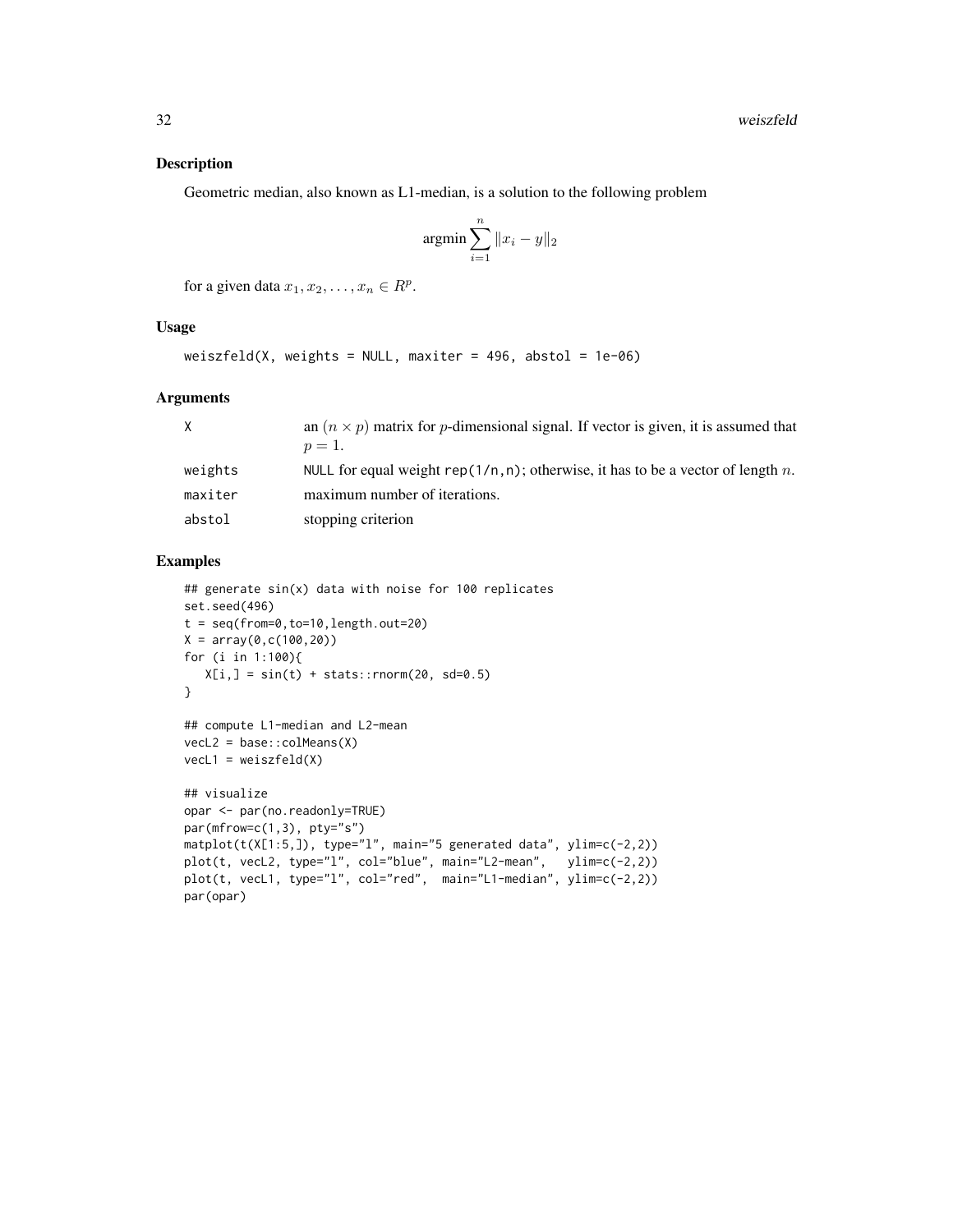## Description

Geometric median, also known as L1-median, is a solution to the following problem

$$\text{argmin} \sum_{i=1}^{n} \|x_i - y\|_2$$

for a given data $x_1, x_2, \ldots, x_n \in R^p$.

## Usage

```
weiszfeld(X, weights = NULL, maxiter = 496, abstol = 1e-06)
```

## Arguments

| | |
|---|---|
| X | an $(n \times p)$ matrix for $p$-dimensional signal. If vector is given, it is assumed that $p = 1$. |
| weights | `NULL` for equal weight `rep(1/n,n)`; otherwise, it has to be a vector of length $n$. |
| maxiter | maximum number of iterations. |
| abstol | stopping criterion |

## Examples

```
## generate sin(x) data with noise for 100 replicates
set.seed(496)
t = seq(from=0,to=10,length.out=20)
X = array(0,c(100,20))
for (i in 1:100){
   X[i,] = sin(t) + stats::rnorm(20, sd=0.5)
}

## compute L1-median and L2-mean
vecL2 = base::colMeans(X)
vecL1 = weiszfeld(X)

## visualize
opar <- par(no.readonly=TRUE)
par(mfrow=c(1,3), pty="s")
matplot(t(X[1:5,]), type="l", main="5 generated data", ylim=c(-2,2))
plot(t, vecL2, type="l", col="blue", main="L2-mean",   ylim=c(-2,2))
plot(t, vecL1, type="l", col="red",  main="L1-median", ylim=c(-2,2))
par(opar)
```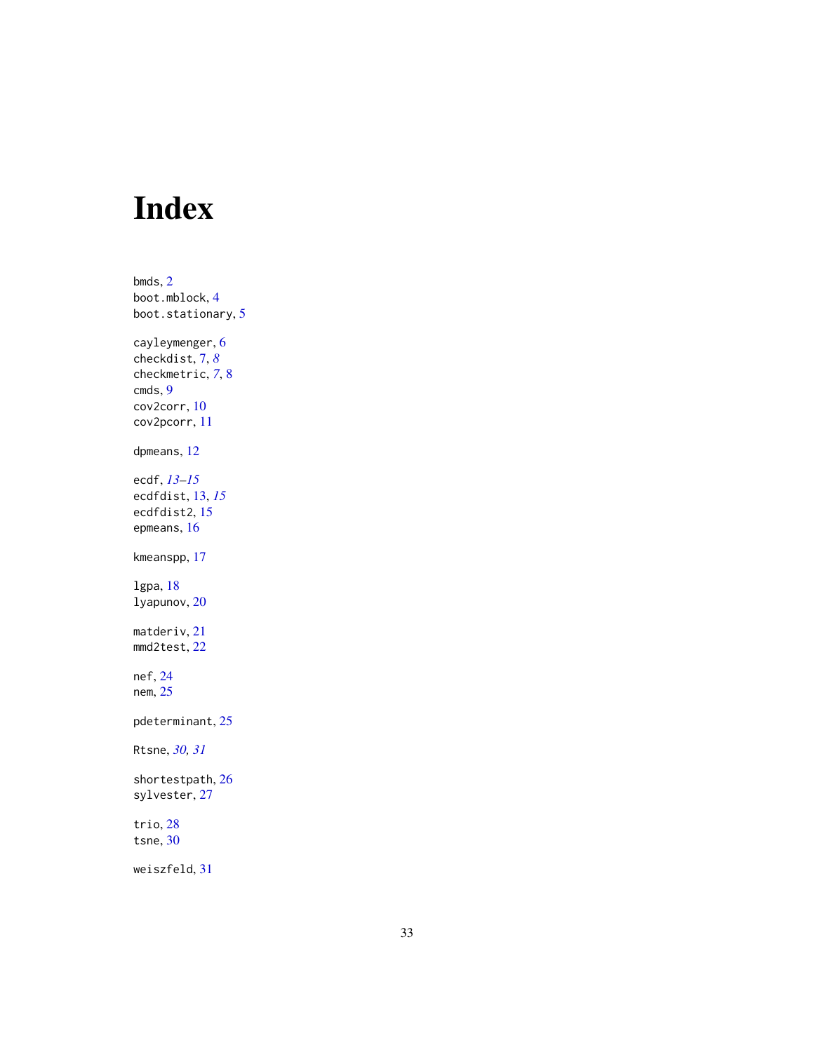# Index

bmds, 2
boot.mblock, 4
boot.stationary, 5

cayleymenger, 6
checkdist, 7, *8*
checkmetric, *7*, 8
cmds, 9
cov2corr, 10
cov2pcorr, 11

dpmeans, 12

ecdf, *13–15*
ecdfdist, 13, *15*
ecdfdist2, 15
epmeans, 16

kmeanspp, 17

lgpa, 18
lyapunov, 20

matderiv, 21
mmd2test, 22

nef, 24
nem, 25

pdeterminant, 25

Rtsne, *30, 31*

shortestpath, 26
sylvester, 27

trio, 28
tsne, 30

weiszfeld, 31